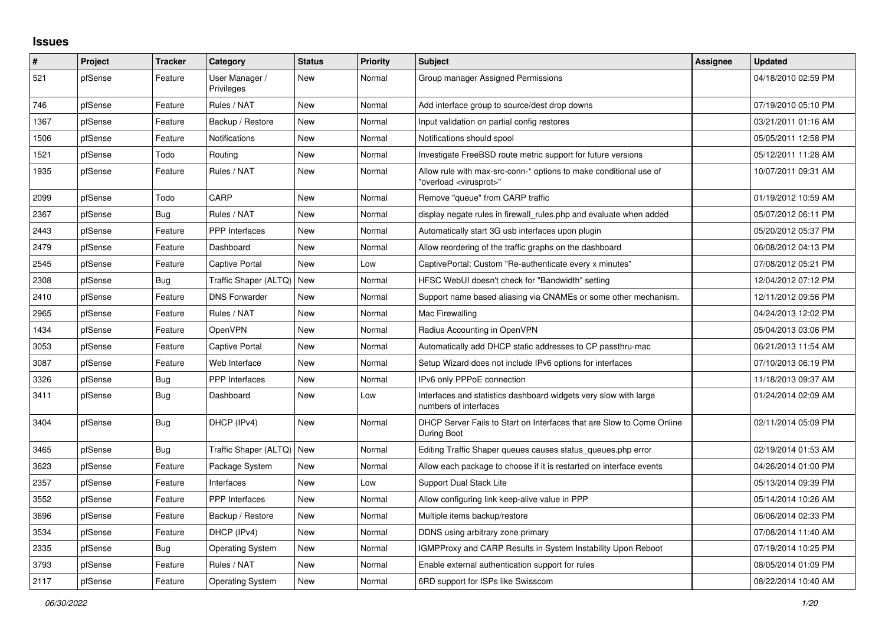# Issues

| # | Project | Tracker | Category | Status | Priority | Subject | Assignee | Updated |
|---|---|---|---|---|---|---|---|---|
| 521 | pfSense | Feature | User Manager / Privileges | New | Normal | Group manager Assigned Permissions | | 04/18/2010 02:59 PM |
| 746 | pfSense | Feature | Rules / NAT | New | Normal | Add interface group to source/dest drop downs | | 07/19/2010 05:10 PM |
| 1367 | pfSense | Feature | Backup / Restore | New | Normal | Input validation on partial config restores | | 03/21/2011 01:16 AM |
| 1506 | pfSense | Feature | Notifications | New | Normal | Notifications should spool | | 05/05/2011 12:58 PM |
| 1521 | pfSense | Todo | Routing | New | Normal | Investigate FreeBSD route metric support for future versions | | 05/12/2011 11:28 AM |
| 1935 | pfSense | Feature | Rules / NAT | New | Normal | Allow rule with max-src-conn-* options to make conditional use of "overload <virusprot>" | | 10/07/2011 09:31 AM |
| 2099 | pfSense | Todo | CARP | New | Normal | Remove "queue" from CARP traffic | | 01/19/2012 10:59 AM |
| 2367 | pfSense | Bug | Rules / NAT | New | Normal | display negate rules in firewall_rules.php and evaluate when added | | 05/07/2012 06:11 PM |
| 2443 | pfSense | Feature | PPP Interfaces | New | Normal | Automatically start 3G usb interfaces upon plugin | | 05/20/2012 05:37 PM |
| 2479 | pfSense | Feature | Dashboard | New | Normal | Allow reordering of the traffic graphs on the dashboard | | 06/08/2012 04:13 PM |
| 2545 | pfSense | Feature | Captive Portal | New | Low | CaptivePortal: Custom "Re-authenticate every x minutes" | | 07/08/2012 05:21 PM |
| 2308 | pfSense | Bug | Traffic Shaper (ALTQ) | New | Normal | HFSC WebUI doesn't check for "Bandwidth" setting | | 12/04/2012 07:12 PM |
| 2410 | pfSense | Feature | DNS Forwarder | New | Normal | Support name based aliasing via CNAMEs or some other mechanism. | | 12/11/2012 09:56 PM |
| 2965 | pfSense | Feature | Rules / NAT | New | Normal | Mac Firewalling | | 04/24/2013 12:02 PM |
| 1434 | pfSense | Feature | OpenVPN | New | Normal | Radius Accounting in OpenVPN | | 05/04/2013 03:06 PM |
| 3053 | pfSense | Feature | Captive Portal | New | Normal | Automatically add DHCP static addresses to CP passthru-mac | | 06/21/2013 11:54 AM |
| 3087 | pfSense | Feature | Web Interface | New | Normal | Setup Wizard does not include IPv6 options for interfaces | | 07/10/2013 06:19 PM |
| 3326 | pfSense | Bug | PPP Interfaces | New | Normal | IPv6 only PPPoE connection | | 11/18/2013 09:37 AM |
| 3411 | pfSense | Bug | Dashboard | New | Low | Interfaces and statistics dashboard widgets very slow with large numbers of interfaces | | 01/24/2014 02:09 AM |
| 3404 | pfSense | Bug | DHCP (IPv4) | New | Normal | DHCP Server Fails to Start on Interfaces that are Slow to Come Online During Boot | | 02/11/2014 05:09 PM |
| 3465 | pfSense | Bug | Traffic Shaper (ALTQ) | New | Normal | Editing Traffic Shaper queues causes status_queues.php error | | 02/19/2014 01:53 AM |
| 3623 | pfSense | Feature | Package System | New | Normal | Allow each package to choose if it is restarted on interface events | | 04/26/2014 01:00 PM |
| 2357 | pfSense | Feature | Interfaces | New | Low | Support Dual Stack Lite | | 05/13/2014 09:39 PM |
| 3552 | pfSense | Feature | PPP Interfaces | New | Normal | Allow configuring link keep-alive value in PPP | | 05/14/2014 10:26 AM |
| 3696 | pfSense | Feature | Backup / Restore | New | Normal | Multiple items backup/restore | | 06/06/2014 02:33 PM |
| 3534 | pfSense | Feature | DHCP (IPv4) | New | Normal | DDNS using arbitrary zone primary | | 07/08/2014 11:40 AM |
| 2335 | pfSense | Bug | Operating System | New | Normal | IGMPProxy and CARP Results in System Instability Upon Reboot | | 07/19/2014 10:25 PM |
| 3793 | pfSense | Feature | Rules / NAT | New | Normal | Enable external authentication support for rules | | 08/05/2014 01:09 PM |
| 2117 | pfSense | Feature | Operating System | New | Normal | 6RD support for ISPs like Swisscom | | 08/22/2014 10:40 AM |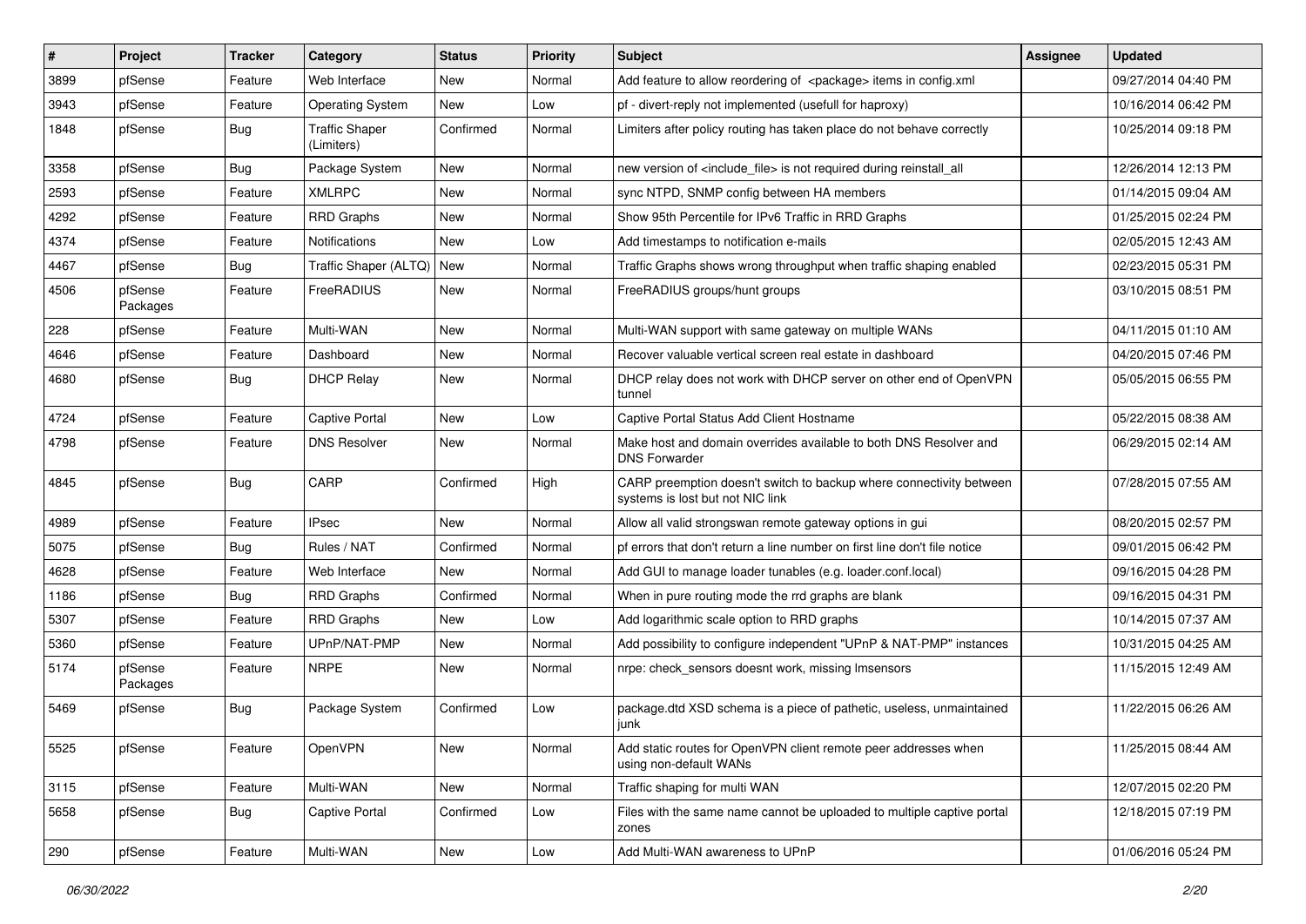| # | Project | Tracker | Category | Status | Priority | Subject | Assignee | Updated |
|---|---|---|---|---|---|---|---|---|
| 3899 | pfSense | Feature | Web Interface | New | Normal | Add feature to allow reordering of <package> items in config.xml | | 09/27/2014 04:40 PM |
| 3943 | pfSense | Feature | Operating System | New | Low | pf - divert-reply not implemented (usefull for haproxy) | | 10/16/2014 06:42 PM |
| 1848 | pfSense | Bug | Traffic Shaper (Limiters) | Confirmed | Normal | Limiters after policy routing has taken place do not behave correctly | | 10/25/2014 09:18 PM |
| 3358 | pfSense | Bug | Package System | New | Normal | new version of <include_file> is not required during reinstall_all | | 12/26/2014 12:13 PM |
| 2593 | pfSense | Feature | XMLRPC | New | Normal | sync NTPD, SNMP config between HA members | | 01/14/2015 09:04 AM |
| 4292 | pfSense | Feature | RRD Graphs | New | Normal | Show 95th Percentile for IPv6 Traffic in RRD Graphs | | 01/25/2015 02:24 PM |
| 4374 | pfSense | Feature | Notifications | New | Low | Add timestamps to notification e-mails | | 02/05/2015 12:43 AM |
| 4467 | pfSense | Bug | Traffic Shaper (ALTQ) | New | Normal | Traffic Graphs shows wrong throughput when traffic shaping enabled | | 02/23/2015 05:31 PM |
| 4506 | pfSense Packages | Feature | FreeRADIUS | New | Normal | FreeRADIUS groups/hunt groups | | 03/10/2015 08:51 PM |
| 228 | pfSense | Feature | Multi-WAN | New | Normal | Multi-WAN support with same gateway on multiple WANs | | 04/11/2015 01:10 AM |
| 4646 | pfSense | Feature | Dashboard | New | Normal | Recover valuable vertical screen real estate in dashboard | | 04/20/2015 07:46 PM |
| 4680 | pfSense | Bug | DHCP Relay | New | Normal | DHCP relay does not work with DHCP server on other end of OpenVPN tunnel | | 05/05/2015 06:55 PM |
| 4724 | pfSense | Feature | Captive Portal | New | Low | Captive Portal Status Add Client Hostname | | 05/22/2015 08:38 AM |
| 4798 | pfSense | Feature | DNS Resolver | New | Normal | Make host and domain overrides available to both DNS Resolver and DNS Forwarder | | 06/29/2015 02:14 AM |
| 4845 | pfSense | Bug | CARP | Confirmed | High | CARP preemption doesn't switch to backup where connectivity between systems is lost but not NIC link | | 07/28/2015 07:55 AM |
| 4989 | pfSense | Feature | IPsec | New | Normal | Allow all valid strongswan remote gateway options in gui | | 08/20/2015 02:57 PM |
| 5075 | pfSense | Bug | Rules / NAT | Confirmed | Normal | pf errors that don't return a line number on first line don't file notice | | 09/01/2015 06:42 PM |
| 4628 | pfSense | Feature | Web Interface | New | Normal | Add GUI to manage loader tunables (e.g. loader.conf.local) | | 09/16/2015 04:28 PM |
| 1186 | pfSense | Bug | RRD Graphs | Confirmed | Normal | When in pure routing mode the rrd graphs are blank | | 09/16/2015 04:31 PM |
| 5307 | pfSense | Feature | RRD Graphs | New | Low | Add logarithmic scale option to RRD graphs | | 10/14/2015 07:37 AM |
| 5360 | pfSense | Feature | UPnP/NAT-PMP | New | Normal | Add possibility to configure independent "UPnP & NAT-PMP" instances | | 10/31/2015 04:25 AM |
| 5174 | pfSense Packages | Feature | NRPE | New | Normal | nrpe: check_sensors doesnt work, missing lmsensors | | 11/15/2015 12:49 AM |
| 5469 | pfSense | Bug | Package System | Confirmed | Low | package.dtd XSD schema is a piece of pathetic, useless, unmaintained junk | | 11/22/2015 06:26 AM |
| 5525 | pfSense | Feature | OpenVPN | New | Normal | Add static routes for OpenVPN client remote peer addresses when using non-default WANs | | 11/25/2015 08:44 AM |
| 3115 | pfSense | Feature | Multi-WAN | New | Normal | Traffic shaping for multi WAN | | 12/07/2015 02:20 PM |
| 5658 | pfSense | Bug | Captive Portal | Confirmed | Low | Files with the same name cannot be uploaded to multiple captive portal zones | | 12/18/2015 07:19 PM |
| 290 | pfSense | Feature | Multi-WAN | New | Low | Add Multi-WAN awareness to UPnP | | 01/06/2016 05:24 PM |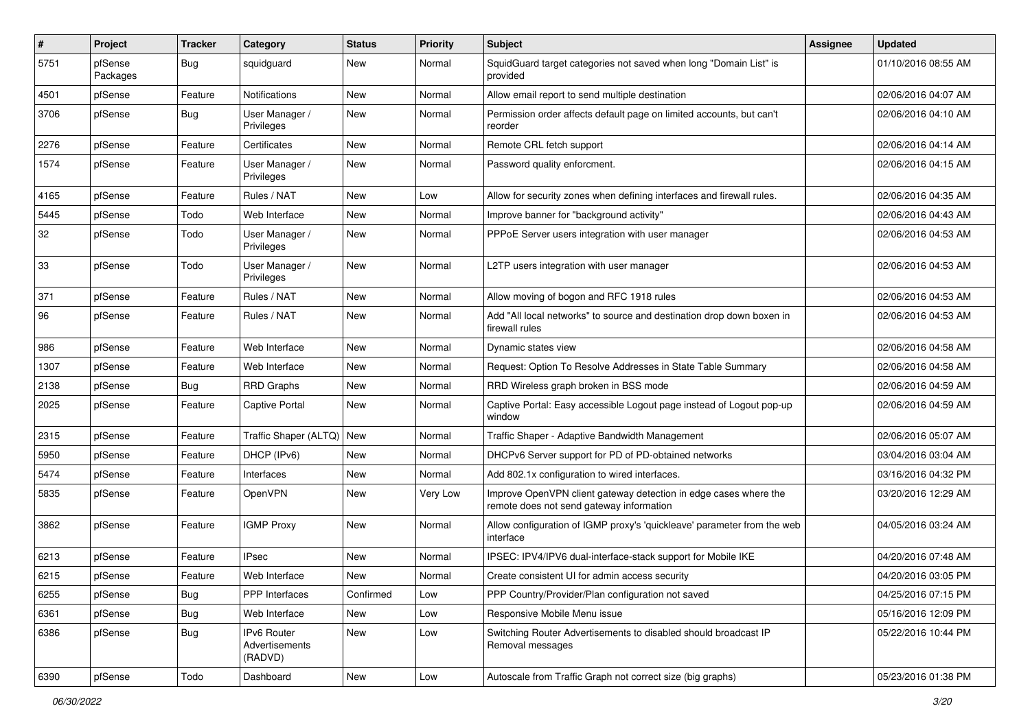| # | Project | Tracker | Category | Status | Priority | Subject | Assignee | Updated |
|---|---|---|---|---|---|---|---|---|
| 5751 | pfSense Packages | Bug | squidguard | New | Normal | SquidGuard target categories not saved when long "Domain List" is provided | | 01/10/2016 08:55 AM |
| 4501 | pfSense | Feature | Notifications | New | Normal | Allow email report to send multiple destination | | 02/06/2016 04:07 AM |
| 3706 | pfSense | Bug | User Manager / Privileges | New | Normal | Permission order affects default page on limited accounts, but can't reorder | | 02/06/2016 04:10 AM |
| 2276 | pfSense | Feature | Certificates | New | Normal | Remote CRL fetch support | | 02/06/2016 04:14 AM |
| 1574 | pfSense | Feature | User Manager / Privileges | New | Normal | Password quality enforcment. | | 02/06/2016 04:15 AM |
| 4165 | pfSense | Feature | Rules / NAT | New | Low | Allow for security zones when defining interfaces and firewall rules. | | 02/06/2016 04:35 AM |
| 5445 | pfSense | Todo | Web Interface | New | Normal | Improve banner for "background activity" | | 02/06/2016 04:43 AM |
| 32 | pfSense | Todo | User Manager / Privileges | New | Normal | PPPoE Server users integration with user manager | | 02/06/2016 04:53 AM |
| 33 | pfSense | Todo | User Manager / Privileges | New | Normal | L2TP users integration with user manager | | 02/06/2016 04:53 AM |
| 371 | pfSense | Feature | Rules / NAT | New | Normal | Allow moving of bogon and RFC 1918 rules | | 02/06/2016 04:53 AM |
| 96 | pfSense | Feature | Rules / NAT | New | Normal | Add "All local networks" to source and destination drop down boxen in firewall rules | | 02/06/2016 04:53 AM |
| 986 | pfSense | Feature | Web Interface | New | Normal | Dynamic states view | | 02/06/2016 04:58 AM |
| 1307 | pfSense | Feature | Web Interface | New | Normal | Request: Option To Resolve Addresses in State Table Summary | | 02/06/2016 04:58 AM |
| 2138 | pfSense | Bug | RRD Graphs | New | Normal | RRD Wireless graph broken in BSS mode | | 02/06/2016 04:59 AM |
| 2025 | pfSense | Feature | Captive Portal | New | Normal | Captive Portal: Easy accessible Logout page instead of Logout pop-up window | | 02/06/2016 04:59 AM |
| 2315 | pfSense | Feature | Traffic Shaper (ALTQ) | New | Normal | Traffic Shaper - Adaptive Bandwidth Management | | 02/06/2016 05:07 AM |
| 5950 | pfSense | Feature | DHCP (IPv6) | New | Normal | DHCPv6 Server support for PD of PD-obtained networks | | 03/04/2016 03:04 AM |
| 5474 | pfSense | Feature | Interfaces | New | Normal | Add 802.1x configuration to wired interfaces. | | 03/16/2016 04:32 PM |
| 5835 | pfSense | Feature | OpenVPN | New | Very Low | Improve OpenVPN client gateway detection in edge cases where the remote does not send gateway information | | 03/20/2016 12:29 AM |
| 3862 | pfSense | Feature | IGMP Proxy | New | Normal | Allow configuration of IGMP proxy's 'quickleave' parameter from the web interface | | 04/05/2016 03:24 AM |
| 6213 | pfSense | Feature | IPsec | New | Normal | IPSEC: IPV4/IPV6 dual-interface-stack support for Mobile IKE | | 04/20/2016 07:48 AM |
| 6215 | pfSense | Feature | Web Interface | New | Normal | Create consistent UI for admin access security | | 04/20/2016 03:05 PM |
| 6255 | pfSense | Bug | PPP Interfaces | Confirmed | Low | PPP Country/Provider/Plan configuration not saved | | 04/25/2016 07:15 PM |
| 6361 | pfSense | Bug | Web Interface | New | Low | Responsive Mobile Menu issue | | 05/16/2016 12:09 PM |
| 6386 | pfSense | Bug | IPv6 Router Advertisements (RADVD) | New | Low | Switching Router Advertisements to disabled should broadcast IP Removal messages | | 05/22/2016 10:44 PM |
| 6390 | pfSense | Todo | Dashboard | New | Low | Autoscale from Traffic Graph not correct size (big graphs) | | 05/23/2016 01:38 PM |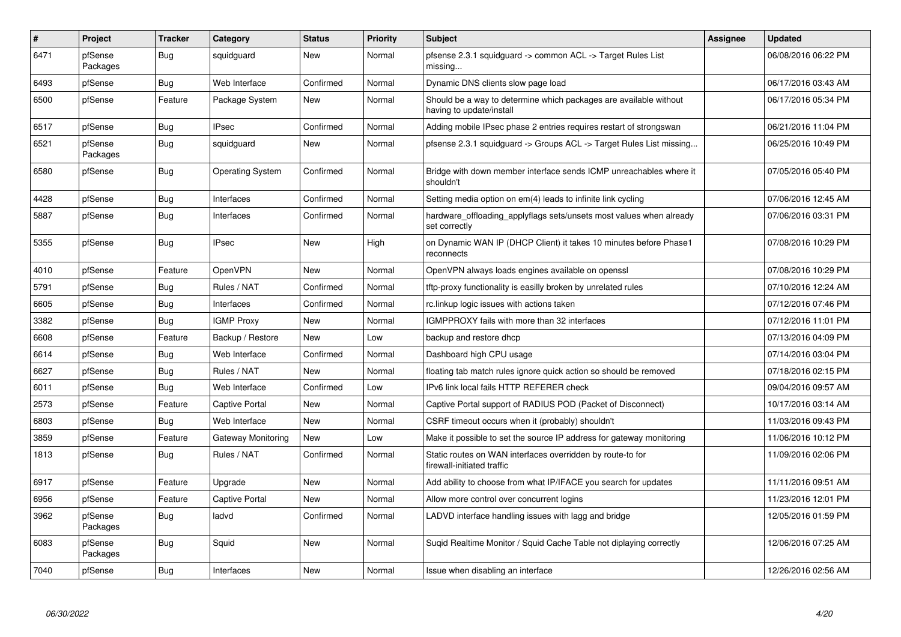| # | Project | Tracker | Category | Status | Priority | Subject | Assignee | Updated |
|---|---|---|---|---|---|---|---|---|
| 6471 | pfSense Packages | Bug | squidguard | New | Normal | pfsense 2.3.1 squidguard -> common ACL -> Target Rules List missing... | | 06/08/2016 06:22 PM |
| 6493 | pfSense | Bug | Web Interface | Confirmed | Normal | Dynamic DNS clients slow page load | | 06/17/2016 03:43 AM |
| 6500 | pfSense | Feature | Package System | New | Normal | Should be a way to determine which packages are available without having to update/install | | 06/17/2016 05:34 PM |
| 6517 | pfSense | Bug | IPsec | Confirmed | Normal | Adding mobile IPsec phase 2 entries requires restart of strongswan | | 06/21/2016 11:04 PM |
| 6521 | pfSense Packages | Bug | squidguard | New | Normal | pfsense 2.3.1 squidguard -> Groups ACL -> Target Rules List missing... | | 06/25/2016 10:49 PM |
| 6580 | pfSense | Bug | Operating System | Confirmed | Normal | Bridge with down member interface sends ICMP unreachables where it shouldn't | | 07/05/2016 05:40 PM |
| 4428 | pfSense | Bug | Interfaces | Confirmed | Normal | Setting media option on em(4) leads to infinite link cycling | | 07/06/2016 12:45 AM |
| 5887 | pfSense | Bug | Interfaces | Confirmed | Normal | hardware_offloading_applyflags sets/unsets most values when already set correctly | | 07/06/2016 03:31 PM |
| 5355 | pfSense | Bug | IPsec | New | High | on Dynamic WAN IP (DHCP Client) it takes 10 minutes before Phase1 reconnects | | 07/08/2016 10:29 PM |
| 4010 | pfSense | Feature | OpenVPN | New | Normal | OpenVPN always loads engines available on openssl | | 07/08/2016 10:29 PM |
| 5791 | pfSense | Bug | Rules / NAT | Confirmed | Normal | tftp-proxy functionality is easilly broken by unrelated rules | | 07/10/2016 12:24 AM |
| 6605 | pfSense | Bug | Interfaces | Confirmed | Normal | rc.linkup logic issues with actions taken | | 07/12/2016 07:46 PM |
| 3382 | pfSense | Bug | IGMP Proxy | New | Normal | IGMPPROXY fails with more than 32 interfaces | | 07/12/2016 11:01 PM |
| 6608 | pfSense | Feature | Backup / Restore | New | Low | backup and restore dhcp | | 07/13/2016 04:09 PM |
| 6614 | pfSense | Bug | Web Interface | Confirmed | Normal | Dashboard high CPU usage | | 07/14/2016 03:04 PM |
| 6627 | pfSense | Bug | Rules / NAT | New | Normal | floating tab match rules ignore quick action so should be removed | | 07/18/2016 02:15 PM |
| 6011 | pfSense | Bug | Web Interface | Confirmed | Low | IPv6 link local fails HTTP REFERER check | | 09/04/2016 09:57 AM |
| 2573 | pfSense | Feature | Captive Portal | New | Normal | Captive Portal support of RADIUS POD (Packet of Disconnect) | | 10/17/2016 03:14 AM |
| 6803 | pfSense | Bug | Web Interface | New | Normal | CSRF timeout occurs when it (probably) shouldn't | | 11/03/2016 09:43 PM |
| 3859 | pfSense | Feature | Gateway Monitoring | New | Low | Make it possible to set the source IP address for gateway monitoring | | 11/06/2016 10:12 PM |
| 1813 | pfSense | Bug | Rules / NAT | Confirmed | Normal | Static routes on WAN interfaces overridden by route-to for firewall-initiated traffic | | 11/09/2016 02:06 PM |
| 6917 | pfSense | Feature | Upgrade | New | Normal | Add ability to choose from what IP/IFACE you search for updates | | 11/11/2016 09:51 AM |
| 6956 | pfSense | Feature | Captive Portal | New | Normal | Allow more control over concurrent logins | | 11/23/2016 12:01 PM |
| 3962 | pfSense Packages | Bug | ladvd | Confirmed | Normal | LADVD interface handling issues with lagg and bridge | | 12/05/2016 01:59 PM |
| 6083 | pfSense Packages | Bug | Squid | New | Normal | Suqid Realtime Monitor / Squid Cache Table not diplaying correctly | | 12/06/2016 07:25 AM |
| 7040 | pfSense | Bug | Interfaces | New | Normal | Issue when disabling an interface | | 12/26/2016 02:56 AM |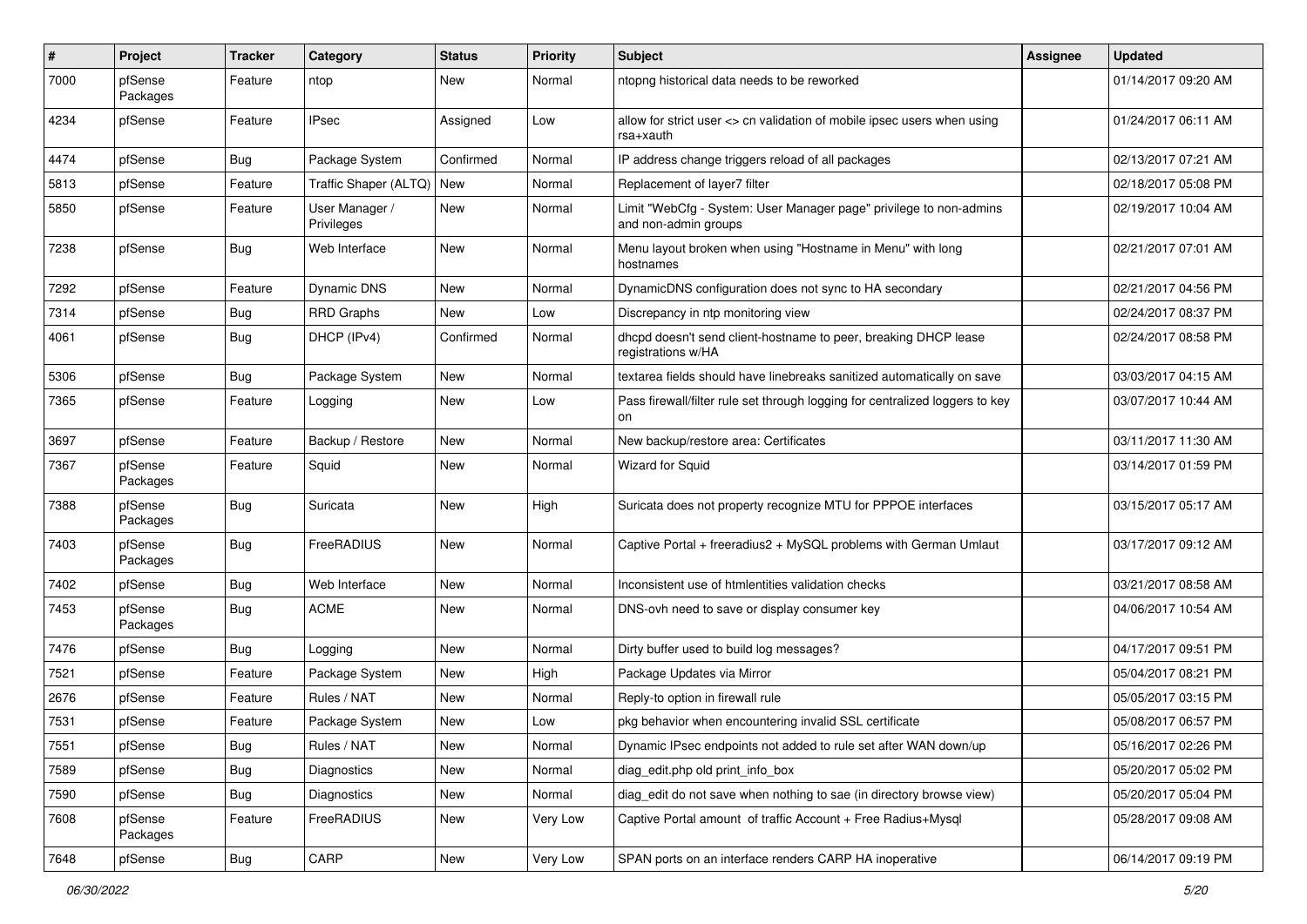| # | Project | Tracker | Category | Status | Priority | Subject | Assignee | Updated |
|---|---|---|---|---|---|---|---|---|
| 7000 | pfSense Packages | Feature | ntop | New | Normal | ntopng historical data needs to be reworked | | 01/14/2017 09:20 AM |
| 4234 | pfSense | Feature | IPsec | Assigned | Low | allow for strict user <> cn validation of mobile ipsec users when using rsa+xauth | | 01/24/2017 06:11 AM |
| 4474 | pfSense | Bug | Package System | Confirmed | Normal | IP address change triggers reload of all packages | | 02/13/2017 07:21 AM |
| 5813 | pfSense | Feature | Traffic Shaper (ALTQ) | New | Normal | Replacement of layer7 filter | | 02/18/2017 05:08 PM |
| 5850 | pfSense | Feature | User Manager / Privileges | New | Normal | Limit "WebCfg - System: User Manager page" privilege to non-admins and non-admin groups | | 02/19/2017 10:04 AM |
| 7238 | pfSense | Bug | Web Interface | New | Normal | Menu layout broken when using "Hostname in Menu" with long hostnames | | 02/21/2017 07:01 AM |
| 7292 | pfSense | Feature | Dynamic DNS | New | Normal | DynamicDNS configuration does not sync to HA secondary | | 02/21/2017 04:56 PM |
| 7314 | pfSense | Bug | RRD Graphs | New | Low | Discrepancy in ntp monitoring view | | 02/24/2017 08:37 PM |
| 4061 | pfSense | Bug | DHCP (IPv4) | Confirmed | Normal | dhcpd doesn't send client-hostname to peer, breaking DHCP lease registrations w/HA | | 02/24/2017 08:58 PM |
| 5306 | pfSense | Bug | Package System | New | Normal | textarea fields should have linebreaks sanitized automatically on save | | 03/03/2017 04:15 AM |
| 7365 | pfSense | Feature | Logging | New | Low | Pass firewall/filter rule set through logging for centralized loggers to key on | | 03/07/2017 10:44 AM |
| 3697 | pfSense | Feature | Backup / Restore | New | Normal | New backup/restore area: Certificates | | 03/11/2017 11:30 AM |
| 7367 | pfSense Packages | Feature | Squid | New | Normal | Wizard for Squid | | 03/14/2017 01:59 PM |
| 7388 | pfSense Packages | Bug | Suricata | New | High | Suricata does not property recognize MTU for PPPOE interfaces | | 03/15/2017 05:17 AM |
| 7403 | pfSense Packages | Bug | FreeRADIUS | New | Normal | Captive Portal + freeradius2 + MySQL problems with German Umlaut | | 03/17/2017 09:12 AM |
| 7402 | pfSense | Bug | Web Interface | New | Normal | Inconsistent use of htmlentities validation checks | | 03/21/2017 08:58 AM |
| 7453 | pfSense Packages | Bug | ACME | New | Normal | DNS-ovh need to save or display consumer key | | 04/06/2017 10:54 AM |
| 7476 | pfSense | Bug | Logging | New | Normal | Dirty buffer used to build log messages? | | 04/17/2017 09:51 PM |
| 7521 | pfSense | Feature | Package System | New | High | Package Updates via Mirror | | 05/04/2017 08:21 PM |
| 2676 | pfSense | Feature | Rules / NAT | New | Normal | Reply-to option in firewall rule | | 05/05/2017 03:15 PM |
| 7531 | pfSense | Feature | Package System | New | Low | pkg behavior when encountering invalid SSL certificate | | 05/08/2017 06:57 PM |
| 7551 | pfSense | Bug | Rules / NAT | New | Normal | Dynamic IPsec endpoints not added to rule set after WAN down/up | | 05/16/2017 02:26 PM |
| 7589 | pfSense | Bug | Diagnostics | New | Normal | diag_edit.php old print_info_box | | 05/20/2017 05:02 PM |
| 7590 | pfSense | Bug | Diagnostics | New | Normal | diag_edit do not save when nothing to sae (in directory browse view) | | 05/20/2017 05:04 PM |
| 7608 | pfSense Packages | Feature | FreeRADIUS | New | Very Low | Captive Portal amount of traffic Account + Free Radius+Mysql | | 05/28/2017 09:08 AM |
| 7648 | pfSense | Bug | CARP | New | Very Low | SPAN ports on an interface renders CARP HA inoperative | | 06/14/2017 09:19 PM |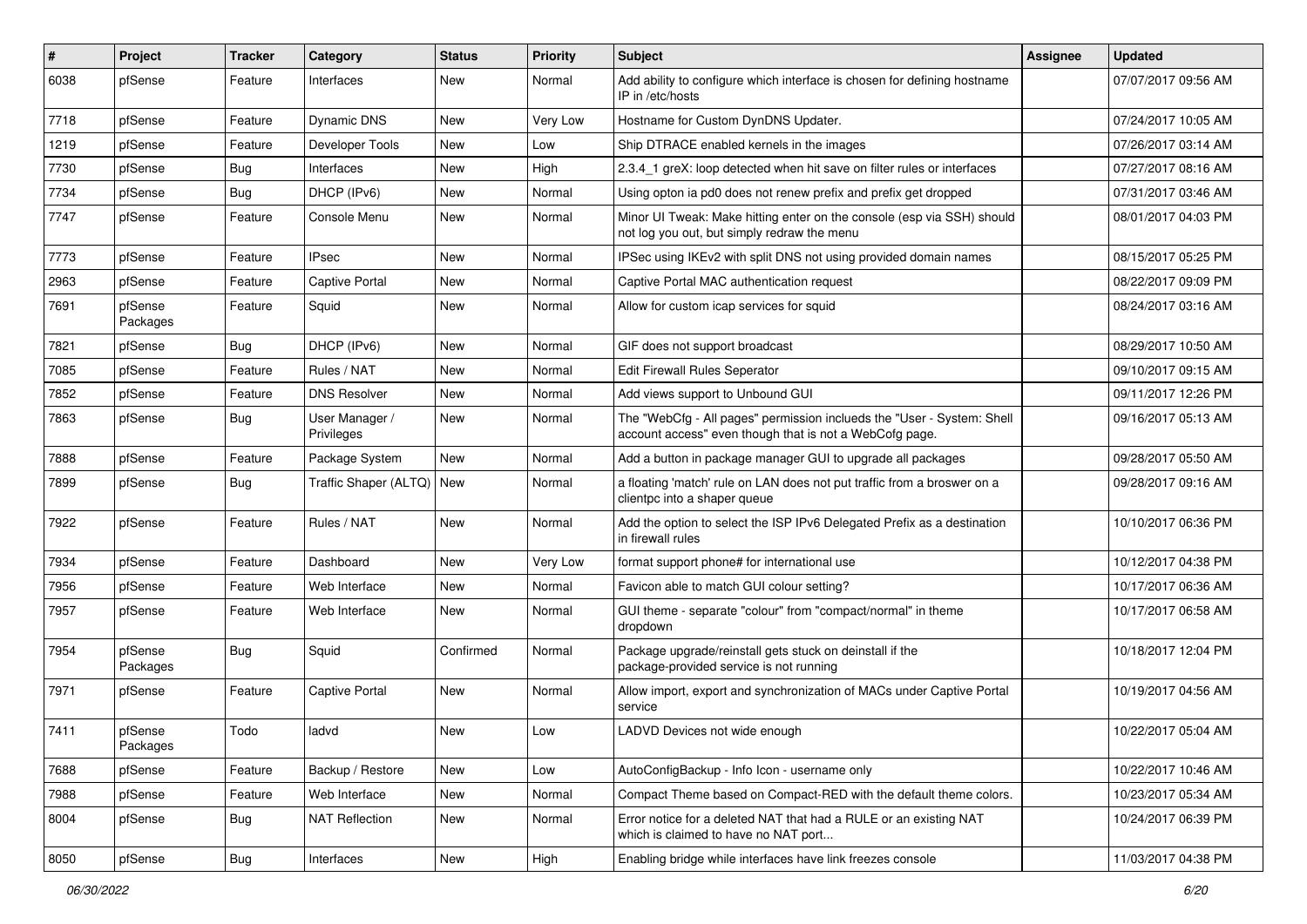| # | Project | Tracker | Category | Status | Priority | Subject | Assignee | Updated |
|---|---|---|---|---|---|---|---|---|
| 6038 | pfSense | Feature | Interfaces | New | Normal | Add ability to configure which interface is chosen for defining hostname IP in /etc/hosts | | 07/07/2017 09:56 AM |
| 7718 | pfSense | Feature | Dynamic DNS | New | Very Low | Hostname for Custom DynDNS Updater. | | 07/24/2017 10:05 AM |
| 1219 | pfSense | Feature | Developer Tools | New | Low | Ship DTRACE enabled kernels in the images | | 07/26/2017 03:14 AM |
| 7730 | pfSense | Bug | Interfaces | New | High | 2.3.4_1 greX: loop detected when hit save on filter rules or interfaces | | 07/27/2017 08:16 AM |
| 7734 | pfSense | Bug | DHCP (IPv6) | New | Normal | Using opton ia pd0 does not renew prefix and prefix get dropped | | 07/31/2017 03:46 AM |
| 7747 | pfSense | Feature | Console Menu | New | Normal | Minor UI Tweak: Make hitting enter on the console (esp via SSH) should not log you out, but simply redraw the menu | | 08/01/2017 04:03 PM |
| 7773 | pfSense | Feature | IPsec | New | Normal | IPSec using IKEv2 with split DNS not using provided domain names | | 08/15/2017 05:25 PM |
| 2963 | pfSense | Feature | Captive Portal | New | Normal | Captive Portal MAC authentication request | | 08/22/2017 09:09 PM |
| 7691 | pfSense Packages | Feature | Squid | New | Normal | Allow for custom icap services for squid | | 08/24/2017 03:16 AM |
| 7821 | pfSense | Bug | DHCP (IPv6) | New | Normal | GIF does not support broadcast | | 08/29/2017 10:50 AM |
| 7085 | pfSense | Feature | Rules / NAT | New | Normal | Edit Firewall Rules Seperator | | 09/10/2017 09:15 AM |
| 7852 | pfSense | Feature | DNS Resolver | New | Normal | Add views support to Unbound GUI | | 09/11/2017 12:26 PM |
| 7863 | pfSense | Bug | User Manager / Privileges | New | Normal | The "WebCfg - All pages" permission inclueds the "User - System: Shell account access" even though that is not a WebCofg page. | | 09/16/2017 05:13 AM |
| 7888 | pfSense | Feature | Package System | New | Normal | Add a button in package manager GUI to upgrade all packages | | 09/28/2017 05:50 AM |
| 7899 | pfSense | Bug | Traffic Shaper (ALTQ) | New | Normal | a floating 'match' rule on LAN does not put traffic from a broswer on a clientpc into a shaper queue | | 09/28/2017 09:16 AM |
| 7922 | pfSense | Feature | Rules / NAT | New | Normal | Add the option to select the ISP IPv6 Delegated Prefix as a destination in firewall rules | | 10/10/2017 06:36 PM |
| 7934 | pfSense | Feature | Dashboard | New | Very Low | format support phone# for international use | | 10/12/2017 04:38 PM |
| 7956 | pfSense | Feature | Web Interface | New | Normal | Favicon able to match GUI colour setting? | | 10/17/2017 06:36 AM |
| 7957 | pfSense | Feature | Web Interface | New | Normal | GUI theme - separate "colour" from "compact/normal" in theme dropdown | | 10/17/2017 06:58 AM |
| 7954 | pfSense Packages | Bug | Squid | Confirmed | Normal | Package upgrade/reinstall gets stuck on deinstall if the package-provided service is not running | | 10/18/2017 12:04 PM |
| 7971 | pfSense | Feature | Captive Portal | New | Normal | Allow import, export and synchronization of MACs under Captive Portal service | | 10/19/2017 04:56 AM |
| 7411 | pfSense Packages | Todo | ladvd | New | Low | LADVD Devices not wide enough | | 10/22/2017 05:04 AM |
| 7688 | pfSense | Feature | Backup / Restore | New | Low | AutoConfigBackup - Info Icon - username only | | 10/22/2017 10:46 AM |
| 7988 | pfSense | Feature | Web Interface | New | Normal | Compact Theme based on Compact-RED with the default theme colors. | | 10/23/2017 05:34 AM |
| 8004 | pfSense | Bug | NAT Reflection | New | Normal | Error notice for a deleted NAT that had a RULE or an existing NAT which is claimed to have no NAT port... | | 10/24/2017 06:39 PM |
| 8050 | pfSense | Bug | Interfaces | New | High | Enabling bridge while interfaces have link freezes console | | 11/03/2017 04:38 PM |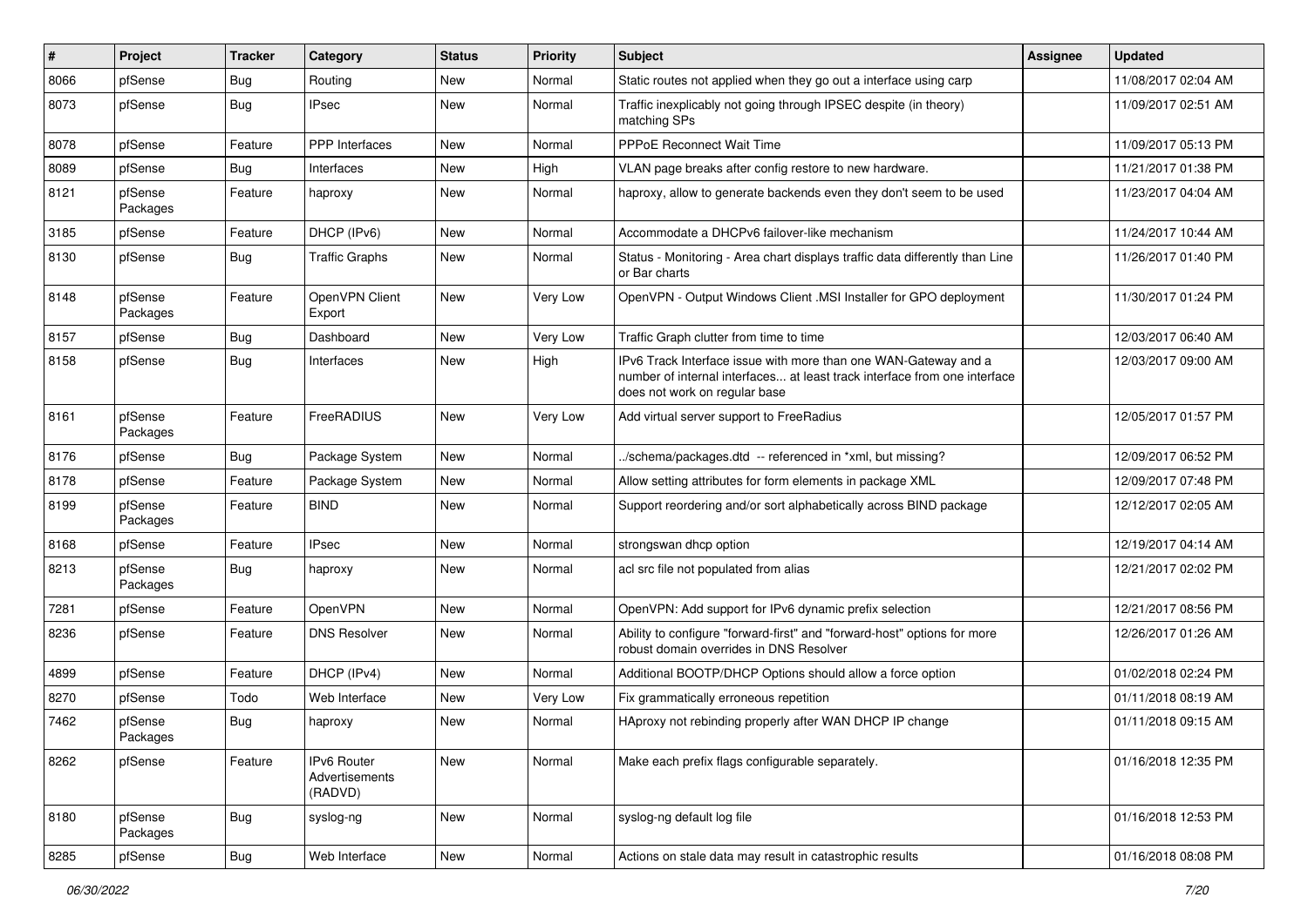| # | Project | Tracker | Category | Status | Priority | Subject | Assignee | Updated |
|---|---|---|---|---|---|---|---|---|
| 8066 | pfSense | Bug | Routing | New | Normal | Static routes not applied when they go out a interface using carp | | 11/08/2017 02:04 AM |
| 8073 | pfSense | Bug | IPsec | New | Normal | Traffic inexplicably not going through IPSEC despite (in theory) matching SPs | | 11/09/2017 02:51 AM |
| 8078 | pfSense | Feature | PPP Interfaces | New | Normal | PPPoE Reconnect Wait Time | | 11/09/2017 05:13 PM |
| 8089 | pfSense | Bug | Interfaces | New | High | VLAN page breaks after config restore to new hardware. | | 11/21/2017 01:38 PM |
| 8121 | pfSense Packages | Feature | haproxy | New | Normal | haproxy, allow to generate backends even they don't seem to be used | | 11/23/2017 04:04 AM |
| 3185 | pfSense | Feature | DHCP (IPv6) | New | Normal | Accommodate a DHCPv6 failover-like mechanism | | 11/24/2017 10:44 AM |
| 8130 | pfSense | Bug | Traffic Graphs | New | Normal | Status - Monitoring - Area chart displays traffic data differently than Line or Bar charts | | 11/26/2017 01:40 PM |
| 8148 | pfSense Packages | Feature | OpenVPN Client Export | New | Very Low | OpenVPN - Output Windows Client .MSI Installer for GPO deployment | | 11/30/2017 01:24 PM |
| 8157 | pfSense | Bug | Dashboard | New | Very Low | Traffic Graph clutter from time to time | | 12/03/2017 06:40 AM |
| 8158 | pfSense | Bug | Interfaces | New | High | IPv6 Track Interface issue with more than one WAN-Gateway and a number of internal interfaces... at least track interface from one interface does not work on regular base | | 12/03/2017 09:00 AM |
| 8161 | pfSense Packages | Feature | FreeRADIUS | New | Very Low | Add virtual server support to FreeRadius | | 12/05/2017 01:57 PM |
| 8176 | pfSense | Bug | Package System | New | Normal | ../schema/packages.dtd -- referenced in *xml, but missing? | | 12/09/2017 06:52 PM |
| 8178 | pfSense | Feature | Package System | New | Normal | Allow setting attributes for form elements in package XML | | 12/09/2017 07:48 PM |
| 8199 | pfSense Packages | Feature | BIND | New | Normal | Support reordering and/or sort alphabetically across BIND package | | 12/12/2017 02:05 AM |
| 8168 | pfSense | Feature | IPsec | New | Normal | strongswan dhcp option | | 12/19/2017 04:14 AM |
| 8213 | pfSense Packages | Bug | haproxy | New | Normal | acl src file not populated from alias | | 12/21/2017 02:02 PM |
| 7281 | pfSense | Feature | OpenVPN | New | Normal | OpenVPN: Add support for IPv6 dynamic prefix selection | | 12/21/2017 08:56 PM |
| 8236 | pfSense | Feature | DNS Resolver | New | Normal | Ability to configure "forward-first" and "forward-host" options for more robust domain overrides in DNS Resolver | | 12/26/2017 01:26 AM |
| 4899 | pfSense | Feature | DHCP (IPv4) | New | Normal | Additional BOOTP/DHCP Options should allow a force option | | 01/02/2018 02:24 PM |
| 8270 | pfSense | Todo | Web Interface | New | Very Low | Fix grammatically erroneous repetition | | 01/11/2018 08:19 AM |
| 7462 | pfSense Packages | Bug | haproxy | New | Normal | HAproxy not rebinding properly after WAN DHCP IP change | | 01/11/2018 09:15 AM |
| 8262 | pfSense | Feature | IPv6 Router Advertisements (RADVD) | New | Normal | Make each prefix flags configurable separately. | | 01/16/2018 12:35 PM |
| 8180 | pfSense Packages | Bug | syslog-ng | New | Normal | syslog-ng default log file | | 01/16/2018 12:53 PM |
| 8285 | pfSense | Bug | Web Interface | New | Normal | Actions on stale data may result in catastrophic results | | 01/16/2018 08:08 PM |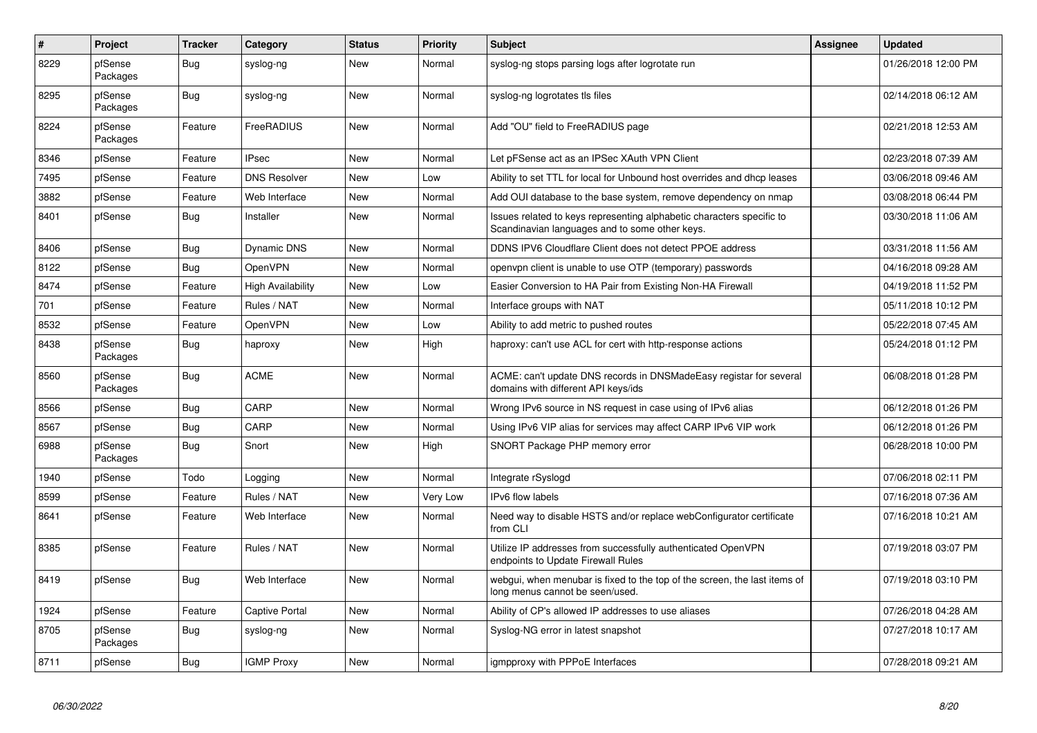| # | Project | Tracker | Category | Status | Priority | Subject | Assignee | Updated |
| --- | --- | --- | --- | --- | --- | --- | --- | --- |
| 8229 | pfSense Packages | Bug | syslog-ng | New | Normal | syslog-ng stops parsing logs after logrotate run | | 01/26/2018 12:00 PM |
| 8295 | pfSense Packages | Bug | syslog-ng | New | Normal | syslog-ng logrotates tls files | | 02/14/2018 06:12 AM |
| 8224 | pfSense Packages | Feature | FreeRADIUS | New | Normal | Add "OU" field to FreeRADIUS page | | 02/21/2018 12:53 AM |
| 8346 | pfSense | Feature | IPsec | New | Normal | Let pFSense act as an IPSec XAuth VPN Client | | 02/23/2018 07:39 AM |
| 7495 | pfSense | Feature | DNS Resolver | New | Low | Ability to set TTL for local for Unbound host overrides and dhcp leases | | 03/06/2018 09:46 AM |
| 3882 | pfSense | Feature | Web Interface | New | Normal | Add OUI database to the base system, remove dependency on nmap | | 03/08/2018 06:44 PM |
| 8401 | pfSense | Bug | Installer | New | Normal | Issues related to keys representing alphabetic characters specific to Scandinavian languages and to some other keys. | | 03/30/2018 11:06 AM |
| 8406 | pfSense | Bug | Dynamic DNS | New | Normal | DDNS IPV6 Cloudflare Client does not detect PPOE address | | 03/31/2018 11:56 AM |
| 8122 | pfSense | Bug | OpenVPN | New | Normal | openvpn client is unable to use OTP (temporary) passwords | | 04/16/2018 09:28 AM |
| 8474 | pfSense | Feature | High Availability | New | Low | Easier Conversion to HA Pair from Existing Non-HA Firewall | | 04/19/2018 11:52 PM |
| 701 | pfSense | Feature | Rules / NAT | New | Normal | Interface groups with NAT | | 05/11/2018 10:12 PM |
| 8532 | pfSense | Feature | OpenVPN | New | Low | Ability to add metric to pushed routes | | 05/22/2018 07:45 AM |
| 8438 | pfSense Packages | Bug | haproxy | New | High | haproxy: can't use ACL for cert with http-response actions | | 05/24/2018 01:12 PM |
| 8560 | pfSense Packages | Bug | ACME | New | Normal | ACME: can't update DNS records in DNSMadeEasy registar for several domains with different API keys/ids | | 06/08/2018 01:28 PM |
| 8566 | pfSense | Bug | CARP | New | Normal | Wrong IPv6 source in NS request in case using of IPv6 alias | | 06/12/2018 01:26 PM |
| 8567 | pfSense | Bug | CARP | New | Normal | Using IPv6 VIP alias for services may affect CARP IPv6 VIP work | | 06/12/2018 01:26 PM |
| 6988 | pfSense Packages | Bug | Snort | New | High | SNORT Package PHP memory error | | 06/28/2018 10:00 PM |
| 1940 | pfSense | Todo | Logging | New | Normal | Integrate rSyslogd | | 07/06/2018 02:11 PM |
| 8599 | pfSense | Feature | Rules / NAT | New | Very Low | IPv6 flow labels | | 07/16/2018 07:36 AM |
| 8641 | pfSense | Feature | Web Interface | New | Normal | Need way to disable HSTS and/or replace webConfigurator certificate from CLI | | 07/16/2018 10:21 AM |
| 8385 | pfSense | Feature | Rules / NAT | New | Normal | Utilize IP addresses from successfully authenticated OpenVPN endpoints to Update Firewall Rules | | 07/19/2018 03:07 PM |
| 8419 | pfSense | Bug | Web Interface | New | Normal | webgui, when menubar is fixed to the top of the screen, the last items of long menus cannot be seen/used. | | 07/19/2018 03:10 PM |
| 1924 | pfSense | Feature | Captive Portal | New | Normal | Ability of CP's allowed IP addresses to use aliases | | 07/26/2018 04:28 AM |
| 8705 | pfSense Packages | Bug | syslog-ng | New | Normal | Syslog-NG error in latest snapshot | | 07/27/2018 10:17 AM |
| 8711 | pfSense | Bug | IGMP Proxy | New | Normal | igmpproxy with PPPoE Interfaces | | 07/28/2018 09:21 AM |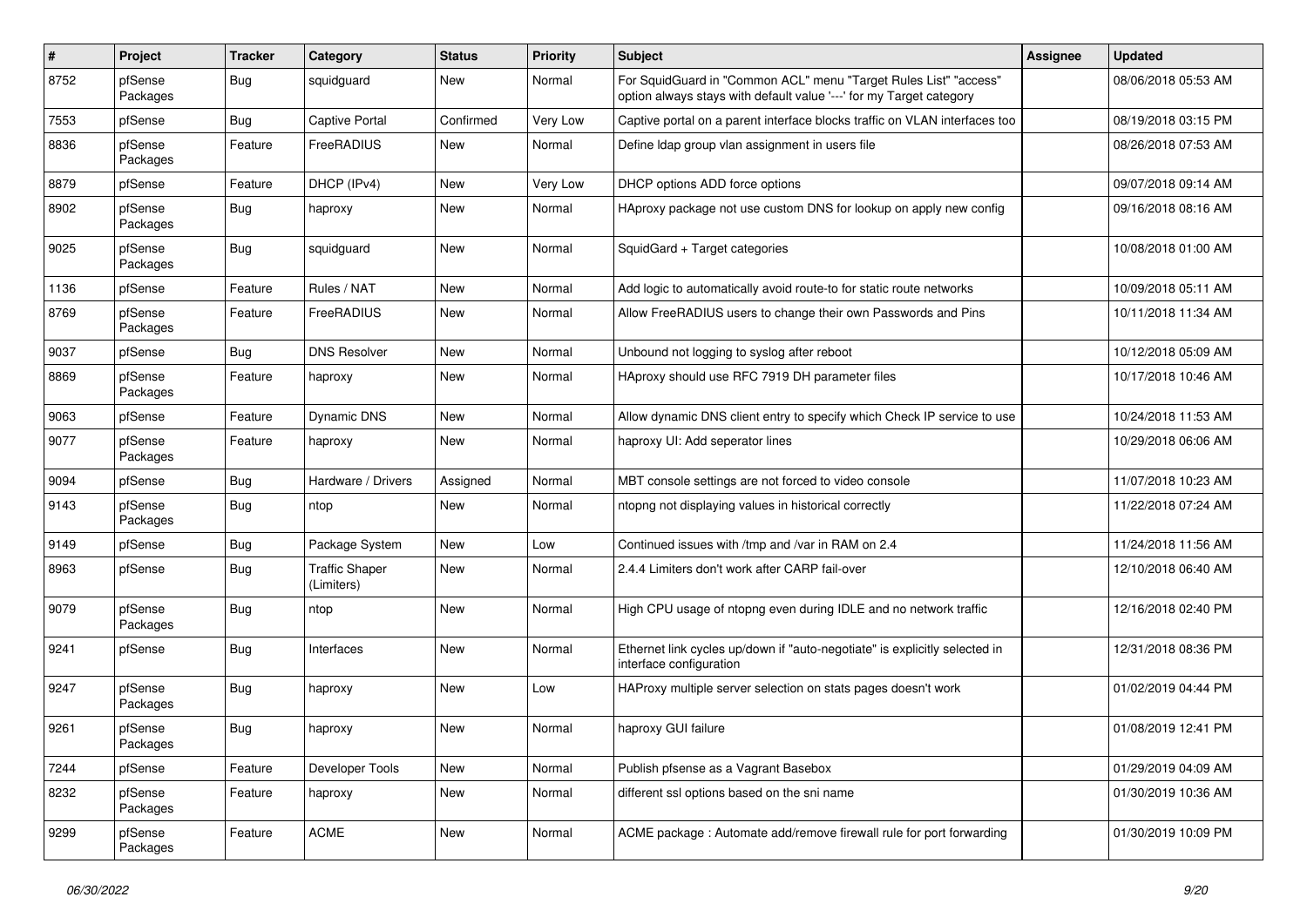| # | Project | Tracker | Category | Status | Priority | Subject | Assignee | Updated |
|---|---|---|---|---|---|---|---|---|
| 8752 | pfSense Packages | Bug | squidguard | New | Normal | For SquidGuard in "Common ACL" menu "Target Rules List" "access" option always stays with default value '---' for my Target category | | 08/06/2018 05:53 AM |
| 7553 | pfSense | Bug | Captive Portal | Confirmed | Very Low | Captive portal on a parent interface blocks traffic on VLAN interfaces too | | 08/19/2018 03:15 PM |
| 8836 | pfSense Packages | Feature | FreeRADIUS | New | Normal | Define ldap group vlan assignment in users file | | 08/26/2018 07:53 AM |
| 8879 | pfSense | Feature | DHCP (IPv4) | New | Very Low | DHCP options ADD force options | | 09/07/2018 09:14 AM |
| 8902 | pfSense Packages | Bug | haproxy | New | Normal | HAproxy package not use custom DNS for lookup on apply new config | | 09/16/2018 08:16 AM |
| 9025 | pfSense Packages | Bug | squidguard | New | Normal | SquidGard + Target categories | | 10/08/2018 01:00 AM |
| 1136 | pfSense | Feature | Rules / NAT | New | Normal | Add logic to automatically avoid route-to for static route networks | | 10/09/2018 05:11 AM |
| 8769 | pfSense Packages | Feature | FreeRADIUS | New | Normal | Allow FreeRADIUS users to change their own Passwords and Pins | | 10/11/2018 11:34 AM |
| 9037 | pfSense | Bug | DNS Resolver | New | Normal | Unbound not logging to syslog after reboot | | 10/12/2018 05:09 AM |
| 8869 | pfSense Packages | Feature | haproxy | New | Normal | HAproxy should use RFC 7919 DH parameter files | | 10/17/2018 10:46 AM |
| 9063 | pfSense | Feature | Dynamic DNS | New | Normal | Allow dynamic DNS client entry to specify which Check IP service to use | | 10/24/2018 11:53 AM |
| 9077 | pfSense Packages | Feature | haproxy | New | Normal | haproxy UI: Add seperator lines | | 10/29/2018 06:06 AM |
| 9094 | pfSense | Bug | Hardware / Drivers | Assigned | Normal | MBT console settings are not forced to video console | | 11/07/2018 10:23 AM |
| 9143 | pfSense Packages | Bug | ntop | New | Normal | ntopng not displaying values in historical correctly | | 11/22/2018 07:24 AM |
| 9149 | pfSense | Bug | Package System | New | Low | Continued issues with /tmp and /var in RAM on 2.4 | | 11/24/2018 11:56 AM |
| 8963 | pfSense | Bug | Traffic Shaper (Limiters) | New | Normal | 2.4.4 Limiters don't work after CARP fail-over | | 12/10/2018 06:40 AM |
| 9079 | pfSense Packages | Bug | ntop | New | Normal | High CPU usage of ntopng even during IDLE and no network traffic | | 12/16/2018 02:40 PM |
| 9241 | pfSense | Bug | Interfaces | New | Normal | Ethernet link cycles up/down if "auto-negotiate" is explicitly selected in interface configuration | | 12/31/2018 08:36 PM |
| 9247 | pfSense Packages | Bug | haproxy | New | Low | HAProxy multiple server selection on stats pages doesn't work | | 01/02/2019 04:44 PM |
| 9261 | pfSense Packages | Bug | haproxy | New | Normal | haproxy GUI failure | | 01/08/2019 12:41 PM |
| 7244 | pfSense | Feature | Developer Tools | New | Normal | Publish pfsense as a Vagrant Basebox | | 01/29/2019 04:09 AM |
| 8232 | pfSense Packages | Feature | haproxy | New | Normal | different ssl options based on the sni name | | 01/30/2019 10:36 AM |
| 9299 | pfSense Packages | Feature | ACME | New | Normal | ACME package : Automate add/remove firewall rule for port forwarding | | 01/30/2019 10:09 PM |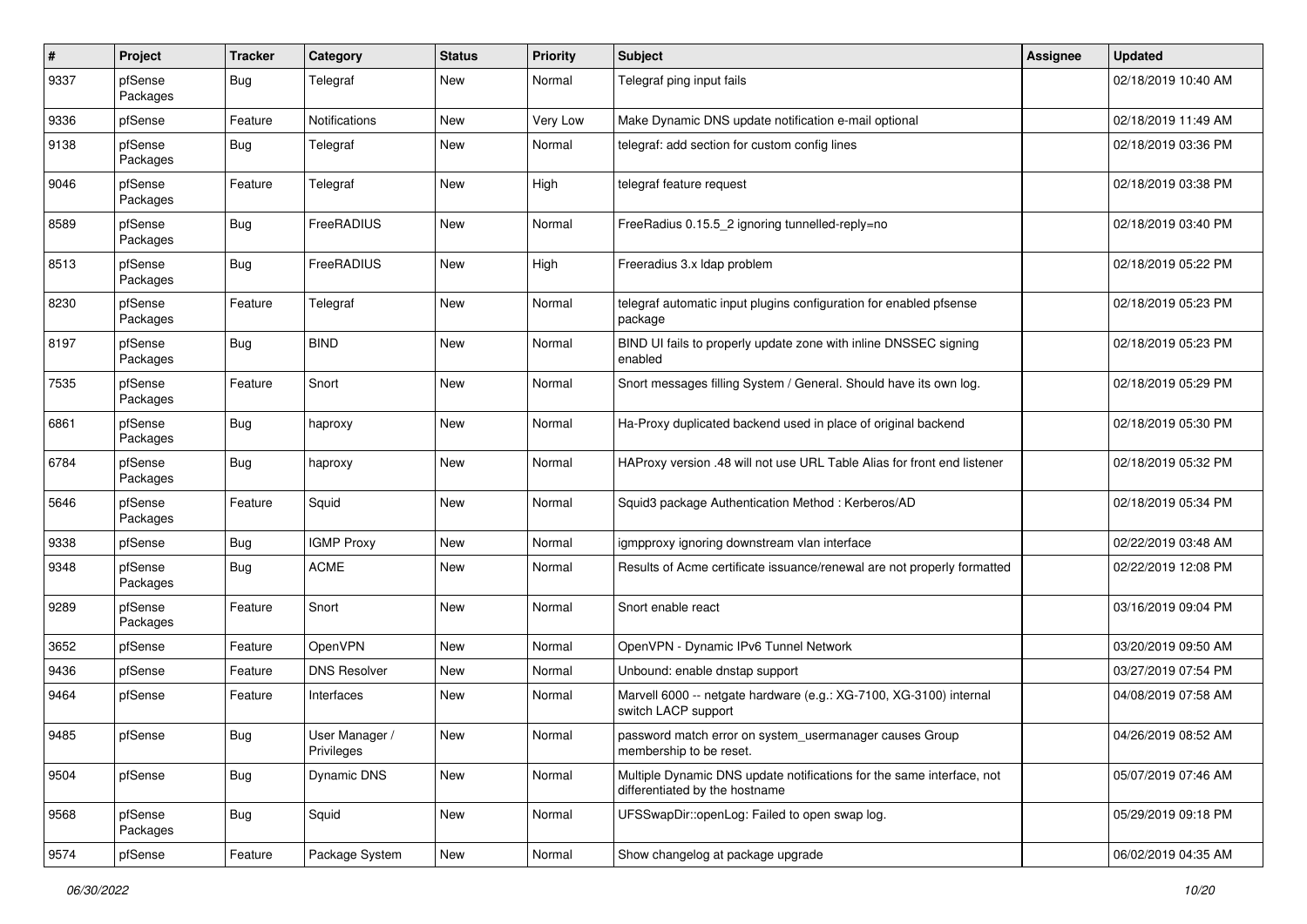| # | Project | Tracker | Category | Status | Priority | Subject | Assignee | Updated |
|---|---|---|---|---|---|---|---|---|
| 9337 | pfSense Packages | Bug | Telegraf | New | Normal | Telegraf ping input fails | | 02/18/2019 10:40 AM |
| 9336 | pfSense | Feature | Notifications | New | Very Low | Make Dynamic DNS update notification e-mail optional | | 02/18/2019 11:49 AM |
| 9138 | pfSense Packages | Bug | Telegraf | New | Normal | telegraf: add section for custom config lines | | 02/18/2019 03:36 PM |
| 9046 | pfSense Packages | Feature | Telegraf | New | High | telegraf feature request | | 02/18/2019 03:38 PM |
| 8589 | pfSense Packages | Bug | FreeRADIUS | New | Normal | FreeRadius 0.15.5_2 ignoring tunnelled-reply=no | | 02/18/2019 03:40 PM |
| 8513 | pfSense Packages | Bug | FreeRADIUS | New | High | Freeradius 3.x ldap problem | | 02/18/2019 05:22 PM |
| 8230 | pfSense Packages | Feature | Telegraf | New | Normal | telegraf automatic input plugins configuration for enabled pfsense package | | 02/18/2019 05:23 PM |
| 8197 | pfSense Packages | Bug | BIND | New | Normal | BIND UI fails to properly update zone with inline DNSSEC signing enabled | | 02/18/2019 05:23 PM |
| 7535 | pfSense Packages | Feature | Snort | New | Normal | Snort messages filling System / General. Should have its own log. | | 02/18/2019 05:29 PM |
| 6861 | pfSense Packages | Bug | haproxy | New | Normal | Ha-Proxy duplicated backend used in place of original backend | | 02/18/2019 05:30 PM |
| 6784 | pfSense Packages | Bug | haproxy | New | Normal | HAProxy version .48 will not use URL Table Alias for front end listener | | 02/18/2019 05:32 PM |
| 5646 | pfSense Packages | Feature | Squid | New | Normal | Squid3 package Authentication Method : Kerberos/AD | | 02/18/2019 05:34 PM |
| 9338 | pfSense | Bug | IGMP Proxy | New | Normal | igmpproxy ignoring downstream vlan interface | | 02/22/2019 03:48 AM |
| 9348 | pfSense Packages | Bug | ACME | New | Normal | Results of Acme certificate issuance/renewal are not properly formatted | | 02/22/2019 12:08 PM |
| 9289 | pfSense Packages | Feature | Snort | New | Normal | Snort enable react | | 03/16/2019 09:04 PM |
| 3652 | pfSense | Feature | OpenVPN | New | Normal | OpenVPN - Dynamic IPv6 Tunnel Network | | 03/20/2019 09:50 AM |
| 9436 | pfSense | Feature | DNS Resolver | New | Normal | Unbound: enable dnstap support | | 03/27/2019 07:54 PM |
| 9464 | pfSense | Feature | Interfaces | New | Normal | Marvell 6000 -- netgate hardware (e.g.: XG-7100, XG-3100) internal switch LACP support | | 04/08/2019 07:58 AM |
| 9485 | pfSense | Bug | User Manager / Privileges | New | Normal | password match error on system_usermanager causes Group membership to be reset. | | 04/26/2019 08:52 AM |
| 9504 | pfSense | Bug | Dynamic DNS | New | Normal | Multiple Dynamic DNS update notifications for the same interface, not differentiated by the hostname | | 05/07/2019 07:46 AM |
| 9568 | pfSense Packages | Bug | Squid | New | Normal | UFSSwapDir::openLog: Failed to open swap log. | | 05/29/2019 09:18 PM |
| 9574 | pfSense | Feature | Package System | New | Normal | Show changelog at package upgrade | | 06/02/2019 04:35 AM |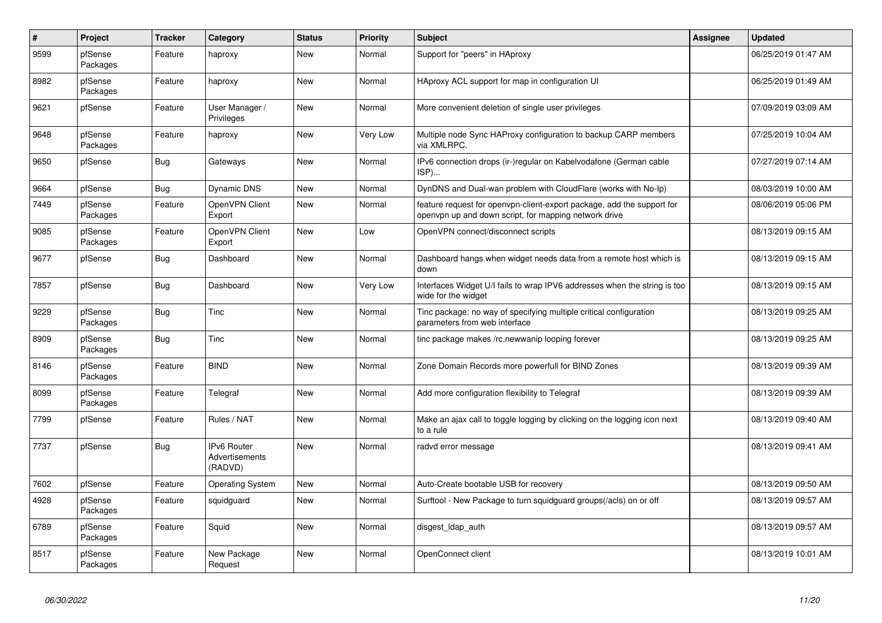| # | Project | Tracker | Category | Status | Priority | Subject | Assignee | Updated |
|---|---|---|---|---|---|---|---|---|
| 9599 | pfSense Packages | Feature | haproxy | New | Normal | Support for "peers" in HAproxy | | 06/25/2019 01:47 AM |
| 8982 | pfSense Packages | Feature | haproxy | New | Normal | HAproxy ACL support for map in configuration UI | | 06/25/2019 01:49 AM |
| 9621 | pfSense | Feature | User Manager / Privileges | New | Normal | More convenient deletion of single user privileges | | 07/09/2019 03:09 AM |
| 9648 | pfSense Packages | Feature | haproxy | New | Very Low | Multiple node Sync HAProxy configuration to backup CARP members via XMLRPC. | | 07/25/2019 10:04 AM |
| 9650 | pfSense | Bug | Gateways | New | Normal | IPv6 connection drops (ir-)regular on Kabelvodafone (German cable ISP)... | | 07/27/2019 07:14 AM |
| 9664 | pfSense | Bug | Dynamic DNS | New | Normal | DynDNS and Dual-wan problem with CloudFlare (works with No-Ip) | | 08/03/2019 10:00 AM |
| 7449 | pfSense Packages | Feature | OpenVPN Client Export | New | Normal | feature request for openvpn-client-export package, add the support for openvpn up and down script, for mapping network drive | | 08/06/2019 05:06 PM |
| 9085 | pfSense Packages | Feature | OpenVPN Client Export | New | Low | OpenVPN connect/disconnect scripts | | 08/13/2019 09:15 AM |
| 9677 | pfSense | Bug | Dashboard | New | Normal | Dashboard hangs when widget needs data from a remote host which is down | | 08/13/2019 09:15 AM |
| 7857 | pfSense | Bug | Dashboard | New | Very Low | Interfaces Widget U/I fails to wrap IPV6 addresses when the string is too wide for the widget | | 08/13/2019 09:15 AM |
| 9229 | pfSense Packages | Bug | Tinc | New | Normal | Tinc package: no way of specifying multiple critical configuration parameters from web interface | | 08/13/2019 09:25 AM |
| 8909 | pfSense Packages | Bug | Tinc | New | Normal | tinc package makes /rc.newwanip looping forever | | 08/13/2019 09:25 AM |
| 8146 | pfSense Packages | Feature | BIND | New | Normal | Zone Domain Records more powerfull for BIND Zones | | 08/13/2019 09:39 AM |
| 8099 | pfSense Packages | Feature | Telegraf | New | Normal | Add more configuration flexibility to Telegraf | | 08/13/2019 09:39 AM |
| 7799 | pfSense | Feature | Rules / NAT | New | Normal | Make an ajax call to toggle logging by clicking on the logging icon next to a rule | | 08/13/2019 09:40 AM |
| 7737 | pfSense | Bug | IPv6 Router Advertisements (RADVD) | New | Normal | radvd error message | | 08/13/2019 09:41 AM |
| 7602 | pfSense | Feature | Operating System | New | Normal | Auto-Create bootable USB for recovery | | 08/13/2019 09:50 AM |
| 4928 | pfSense Packages | Feature | squidguard | New | Normal | Surftool - New Package to turn squidguard groups(/acls) on or off | | 08/13/2019 09:57 AM |
| 6789 | pfSense Packages | Feature | Squid | New | Normal | disgest_ldap_auth | | 08/13/2019 09:57 AM |
| 8517 | pfSense Packages | Feature | New Package Request | New | Normal | OpenConnect client | | 08/13/2019 10:01 AM |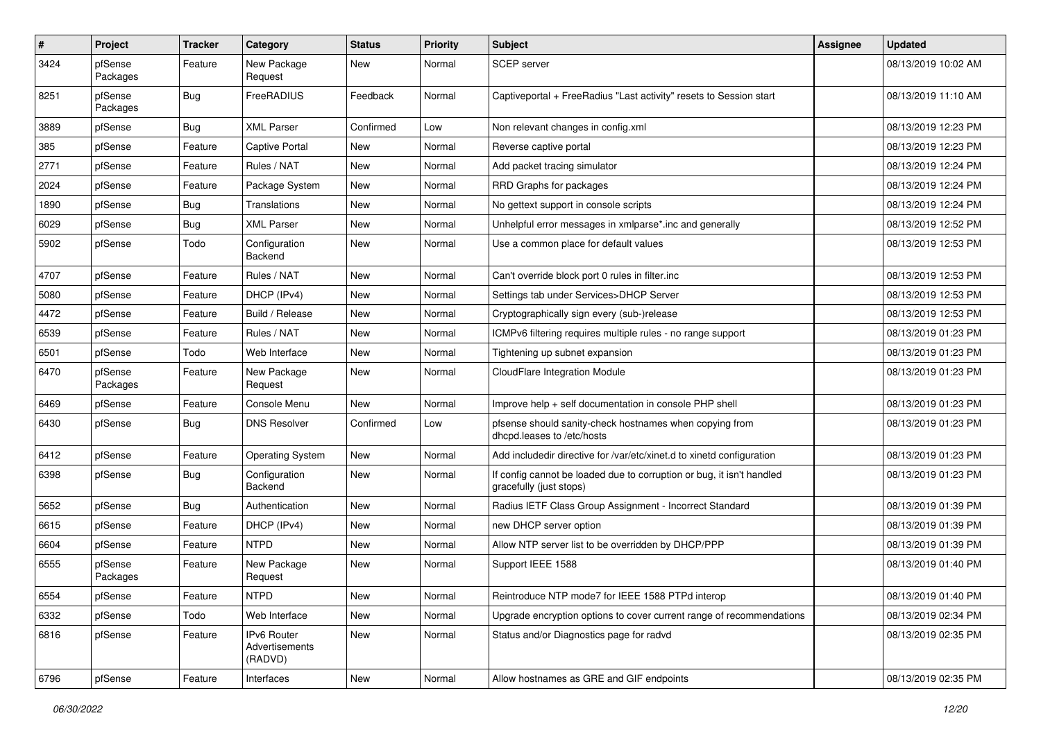| # | Project | Tracker | Category | Status | Priority | Subject | Assignee | Updated |
|---|---|---|---|---|---|---|---|---|
| 3424 | pfSense Packages | Feature | New Package Request | New | Normal | SCEP server | | 08/13/2019 10:02 AM |
| 8251 | pfSense Packages | Bug | FreeRADIUS | Feedback | Normal | Captiveportal + FreeRadius "Last activity" resets to Session start | | 08/13/2019 11:10 AM |
| 3889 | pfSense | Bug | XML Parser | Confirmed | Low | Non relevant changes in config.xml | | 08/13/2019 12:23 PM |
| 385 | pfSense | Feature | Captive Portal | New | Normal | Reverse captive portal | | 08/13/2019 12:23 PM |
| 2771 | pfSense | Feature | Rules / NAT | New | Normal | Add packet tracing simulator | | 08/13/2019 12:24 PM |
| 2024 | pfSense | Feature | Package System | New | Normal | RRD Graphs for packages | | 08/13/2019 12:24 PM |
| 1890 | pfSense | Bug | Translations | New | Normal | No gettext support in console scripts | | 08/13/2019 12:24 PM |
| 6029 | pfSense | Bug | XML Parser | New | Normal | Unhelpful error messages in xmlparse*.inc and generally | | 08/13/2019 12:52 PM |
| 5902 | pfSense | Todo | Configuration Backend | New | Normal | Use a common place for default values | | 08/13/2019 12:53 PM |
| 4707 | pfSense | Feature | Rules / NAT | New | Normal | Can't override block port 0 rules in filter.inc | | 08/13/2019 12:53 PM |
| 5080 | pfSense | Feature | DHCP (IPv4) | New | Normal | Settings tab under Services>DHCP Server | | 08/13/2019 12:53 PM |
| 4472 | pfSense | Feature | Build / Release | New | Normal | Cryptographically sign every (sub-)release | | 08/13/2019 12:53 PM |
| 6539 | pfSense | Feature | Rules / NAT | New | Normal | ICMPv6 filtering requires multiple rules - no range support | | 08/13/2019 01:23 PM |
| 6501 | pfSense | Todo | Web Interface | New | Normal | Tightening up subnet expansion | | 08/13/2019 01:23 PM |
| 6470 | pfSense Packages | Feature | New Package Request | New | Normal | CloudFlare Integration Module | | 08/13/2019 01:23 PM |
| 6469 | pfSense | Feature | Console Menu | New | Normal | Improve help + self documentation in console PHP shell | | 08/13/2019 01:23 PM |
| 6430 | pfSense | Bug | DNS Resolver | Confirmed | Low | pfsense should sanity-check hostnames when copying from dhcpd.leases to /etc/hosts | | 08/13/2019 01:23 PM |
| 6412 | pfSense | Feature | Operating System | New | Normal | Add includedir directive for /var/etc/xinet.d to xinetd configuration | | 08/13/2019 01:23 PM |
| 6398 | pfSense | Bug | Configuration Backend | New | Normal | If config cannot be loaded due to corruption or bug, it isn't handled gracefully (just stops) | | 08/13/2019 01:23 PM |
| 5652 | pfSense | Bug | Authentication | New | Normal | Radius IETF Class Group Assignment - Incorrect Standard | | 08/13/2019 01:39 PM |
| 6615 | pfSense | Feature | DHCP (IPv4) | New | Normal | new DHCP server option | | 08/13/2019 01:39 PM |
| 6604 | pfSense | Feature | NTPD | New | Normal | Allow NTP server list to be overridden by DHCP/PPP | | 08/13/2019 01:39 PM |
| 6555 | pfSense Packages | Feature | New Package Request | New | Normal | Support IEEE 1588 | | 08/13/2019 01:40 PM |
| 6554 | pfSense | Feature | NTPD | New | Normal | Reintroduce NTP mode7 for IEEE 1588 PTPd interop | | 08/13/2019 01:40 PM |
| 6332 | pfSense | Todo | Web Interface | New | Normal | Upgrade encryption options to cover current range of recommendations | | 08/13/2019 02:34 PM |
| 6816 | pfSense | Feature | IPv6 Router Advertisements (RADVD) | New | Normal | Status and/or Diagnostics page for radvd | | 08/13/2019 02:35 PM |
| 6796 | pfSense | Feature | Interfaces | New | Normal | Allow hostnames as GRE and GIF endpoints | | 08/13/2019 02:35 PM |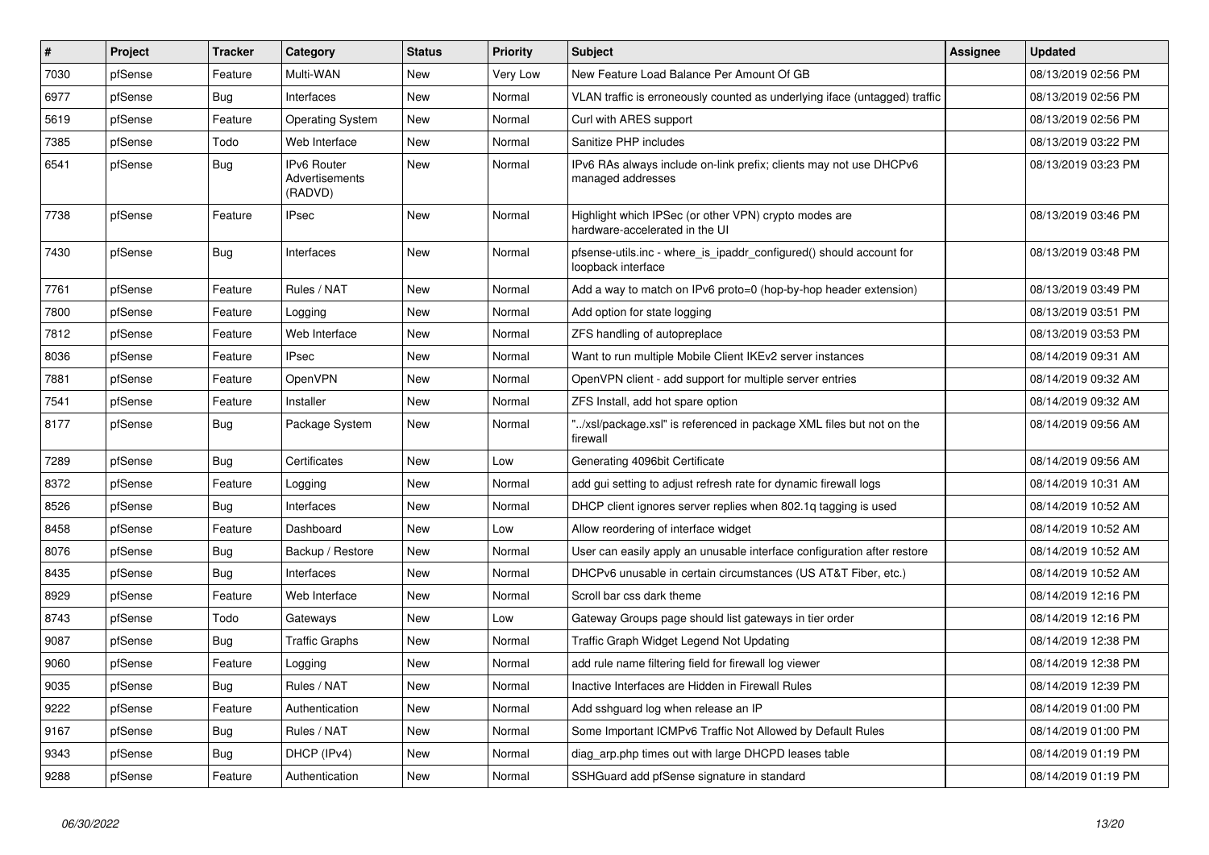| # | Project | Tracker | Category | Status | Priority | Subject | Assignee | Updated |
|---|---|---|---|---|---|---|---|---|
| 7030 | pfSense | Feature | Multi-WAN | New | Very Low | New Feature Load Balance Per Amount Of GB | | 08/13/2019 02:56 PM |
| 6977 | pfSense | Bug | Interfaces | New | Normal | VLAN traffic is erroneously counted as underlying iface (untagged) traffic | | 08/13/2019 02:56 PM |
| 5619 | pfSense | Feature | Operating System | New | Normal | Curl with ARES support | | 08/13/2019 02:56 PM |
| 7385 | pfSense | Todo | Web Interface | New | Normal | Sanitize PHP includes | | 08/13/2019 03:22 PM |
| 6541 | pfSense | Bug | IPv6 Router Advertisements (RADVD) | New | Normal | IPv6 RAs always include on-link prefix; clients may not use DHCPv6 managed addresses | | 08/13/2019 03:23 PM |
| 7738 | pfSense | Feature | IPsec | New | Normal | Highlight which IPSec (or other VPN) crypto modes are hardware-accelerated in the UI | | 08/13/2019 03:46 PM |
| 7430 | pfSense | Bug | Interfaces | New | Normal | pfsense-utils.inc - where_is_ipaddr_configured() should account for loopback interface | | 08/13/2019 03:48 PM |
| 7761 | pfSense | Feature | Rules / NAT | New | Normal | Add a way to match on IPv6 proto=0 (hop-by-hop header extension) | | 08/13/2019 03:49 PM |
| 7800 | pfSense | Feature | Logging | New | Normal | Add option for state logging | | 08/13/2019 03:51 PM |
| 7812 | pfSense | Feature | Web Interface | New | Normal | ZFS handling of autopreplace | | 08/13/2019 03:53 PM |
| 8036 | pfSense | Feature | IPsec | New | Normal | Want to run multiple Mobile Client IKEv2 server instances | | 08/14/2019 09:31 AM |
| 7881 | pfSense | Feature | OpenVPN | New | Normal | OpenVPN client - add support for multiple server entries | | 08/14/2019 09:32 AM |
| 7541 | pfSense | Feature | Installer | New | Normal | ZFS Install, add hot spare option | | 08/14/2019 09:32 AM |
| 8177 | pfSense | Bug | Package System | New | Normal | "../xsl/package.xsl" is referenced in package XML files but not on the firewall | | 08/14/2019 09:56 AM |
| 7289 | pfSense | Bug | Certificates | New | Low | Generating 4096bit Certificate | | 08/14/2019 09:56 AM |
| 8372 | pfSense | Feature | Logging | New | Normal | add gui setting to adjust refresh rate for dynamic firewall logs | | 08/14/2019 10:31 AM |
| 8526 | pfSense | Bug | Interfaces | New | Normal | DHCP client ignores server replies when 802.1q tagging is used | | 08/14/2019 10:52 AM |
| 8458 | pfSense | Feature | Dashboard | New | Low | Allow reordering of interface widget | | 08/14/2019 10:52 AM |
| 8076 | pfSense | Bug | Backup / Restore | New | Normal | User can easily apply an unusable interface configuration after restore | | 08/14/2019 10:52 AM |
| 8435 | pfSense | Bug | Interfaces | New | Normal | DHCPv6 unusable in certain circumstances (US AT&T Fiber, etc.) | | 08/14/2019 10:52 AM |
| 8929 | pfSense | Feature | Web Interface | New | Normal | Scroll bar css dark theme | | 08/14/2019 12:16 PM |
| 8743 | pfSense | Todo | Gateways | New | Low | Gateway Groups page should list gateways in tier order | | 08/14/2019 12:16 PM |
| 9087 | pfSense | Bug | Traffic Graphs | New | Normal | Traffic Graph Widget Legend Not Updating | | 08/14/2019 12:38 PM |
| 9060 | pfSense | Feature | Logging | New | Normal | add rule name filtering field for firewall log viewer | | 08/14/2019 12:38 PM |
| 9035 | pfSense | Bug | Rules / NAT | New | Normal | Inactive Interfaces are Hidden in Firewall Rules | | 08/14/2019 12:39 PM |
| 9222 | pfSense | Feature | Authentication | New | Normal | Add sshguard log when release an IP | | 08/14/2019 01:00 PM |
| 9167 | pfSense | Bug | Rules / NAT | New | Normal | Some Important ICMPv6 Traffic Not Allowed by Default Rules | | 08/14/2019 01:00 PM |
| 9343 | pfSense | Bug | DHCP (IPv4) | New | Normal | diag_arp.php times out with large DHCPD leases table | | 08/14/2019 01:19 PM |
| 9288 | pfSense | Feature | Authentication | New | Normal | SSHGuard add pfSense signature in standard | | 08/14/2019 01:19 PM |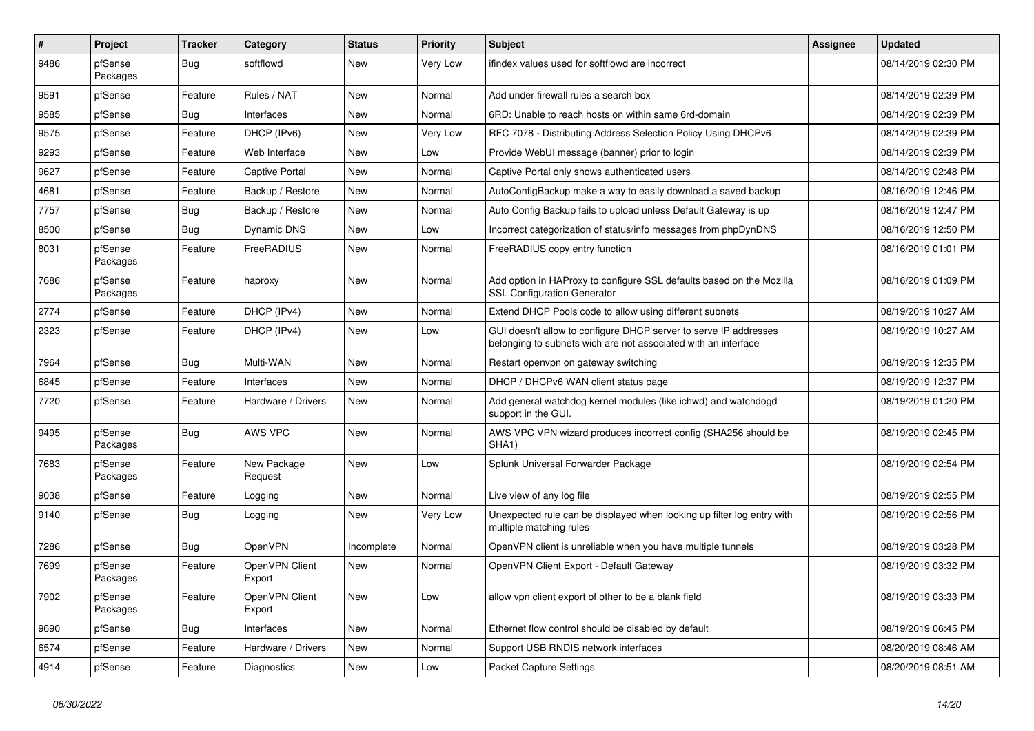| # | Project | Tracker | Category | Status | Priority | Subject | Assignee | Updated |
|---|---|---|---|---|---|---|---|---|
| 9486 | pfSense Packages | Bug | softflowd | New | Very Low | ifindex values used for softflowd are incorrect | | 08/14/2019 02:30 PM |
| 9591 | pfSense | Feature | Rules / NAT | New | Normal | Add under firewall rules a search box | | 08/14/2019 02:39 PM |
| 9585 | pfSense | Bug | Interfaces | New | Normal | 6RD: Unable to reach hosts on within same 6rd-domain | | 08/14/2019 02:39 PM |
| 9575 | pfSense | Feature | DHCP (IPv6) | New | Very Low | RFC 7078 - Distributing Address Selection Policy Using DHCPv6 | | 08/14/2019 02:39 PM |
| 9293 | pfSense | Feature | Web Interface | New | Low | Provide WebUI message (banner) prior to login | | 08/14/2019 02:39 PM |
| 9627 | pfSense | Feature | Captive Portal | New | Normal | Captive Portal only shows authenticated users | | 08/14/2019 02:48 PM |
| 4681 | pfSense | Feature | Backup / Restore | New | Normal | AutoConfigBackup make a way to easily download a saved backup | | 08/16/2019 12:46 PM |
| 7757 | pfSense | Bug | Backup / Restore | New | Normal | Auto Config Backup fails to upload unless Default Gateway is up | | 08/16/2019 12:47 PM |
| 8500 | pfSense | Bug | Dynamic DNS | New | Low | Incorrect categorization of status/info messages from phpDynDNS | | 08/16/2019 12:50 PM |
| 8031 | pfSense Packages | Feature | FreeRADIUS | New | Normal | FreeRADIUS copy entry function | | 08/16/2019 01:01 PM |
| 7686 | pfSense Packages | Feature | haproxy | New | Normal | Add option in HAProxy to configure SSL defaults based on the Mozilla SSL Configuration Generator | | 08/16/2019 01:09 PM |
| 2774 | pfSense | Feature | DHCP (IPv4) | New | Normal | Extend DHCP Pools code to allow using different subnets | | 08/19/2019 10:27 AM |
| 2323 | pfSense | Feature | DHCP (IPv4) | New | Low | GUI doesn't allow to configure DHCP server to serve IP addresses belonging to subnets wich are not associated with an interface | | 08/19/2019 10:27 AM |
| 7964 | pfSense | Bug | Multi-WAN | New | Normal | Restart openvpn on gateway switching | | 08/19/2019 12:35 PM |
| 6845 | pfSense | Feature | Interfaces | New | Normal | DHCP / DHCPv6 WAN client status page | | 08/19/2019 12:37 PM |
| 7720 | pfSense | Feature | Hardware / Drivers | New | Normal | Add general watchdog kernel modules (like ichwd) and watchdogd support in the GUI. | | 08/19/2019 01:20 PM |
| 9495 | pfSense Packages | Bug | AWS VPC | New | Normal | AWS VPC VPN wizard produces incorrect config (SHA256 should be SHA1) | | 08/19/2019 02:45 PM |
| 7683 | pfSense Packages | Feature | New Package Request | New | Low | Splunk Universal Forwarder Package | | 08/19/2019 02:54 PM |
| 9038 | pfSense | Feature | Logging | New | Normal | Live view of any log file | | 08/19/2019 02:55 PM |
| 9140 | pfSense | Bug | Logging | New | Very Low | Unexpected rule can be displayed when looking up filter log entry with multiple matching rules | | 08/19/2019 02:56 PM |
| 7286 | pfSense | Bug | OpenVPN | Incomplete | Normal | OpenVPN client is unreliable when you have multiple tunnels | | 08/19/2019 03:28 PM |
| 7699 | pfSense Packages | Feature | OpenVPN Client Export | New | Normal | OpenVPN Client Export - Default Gateway | | 08/19/2019 03:32 PM |
| 7902 | pfSense Packages | Feature | OpenVPN Client Export | New | Low | allow vpn client export of other to be a blank field | | 08/19/2019 03:33 PM |
| 9690 | pfSense | Bug | Interfaces | New | Normal | Ethernet flow control should be disabled by default | | 08/19/2019 06:45 PM |
| 6574 | pfSense | Feature | Hardware / Drivers | New | Normal | Support USB RNDIS network interfaces | | 08/20/2019 08:46 AM |
| 4914 | pfSense | Feature | Diagnostics | New | Low | Packet Capture Settings | | 08/20/2019 08:51 AM |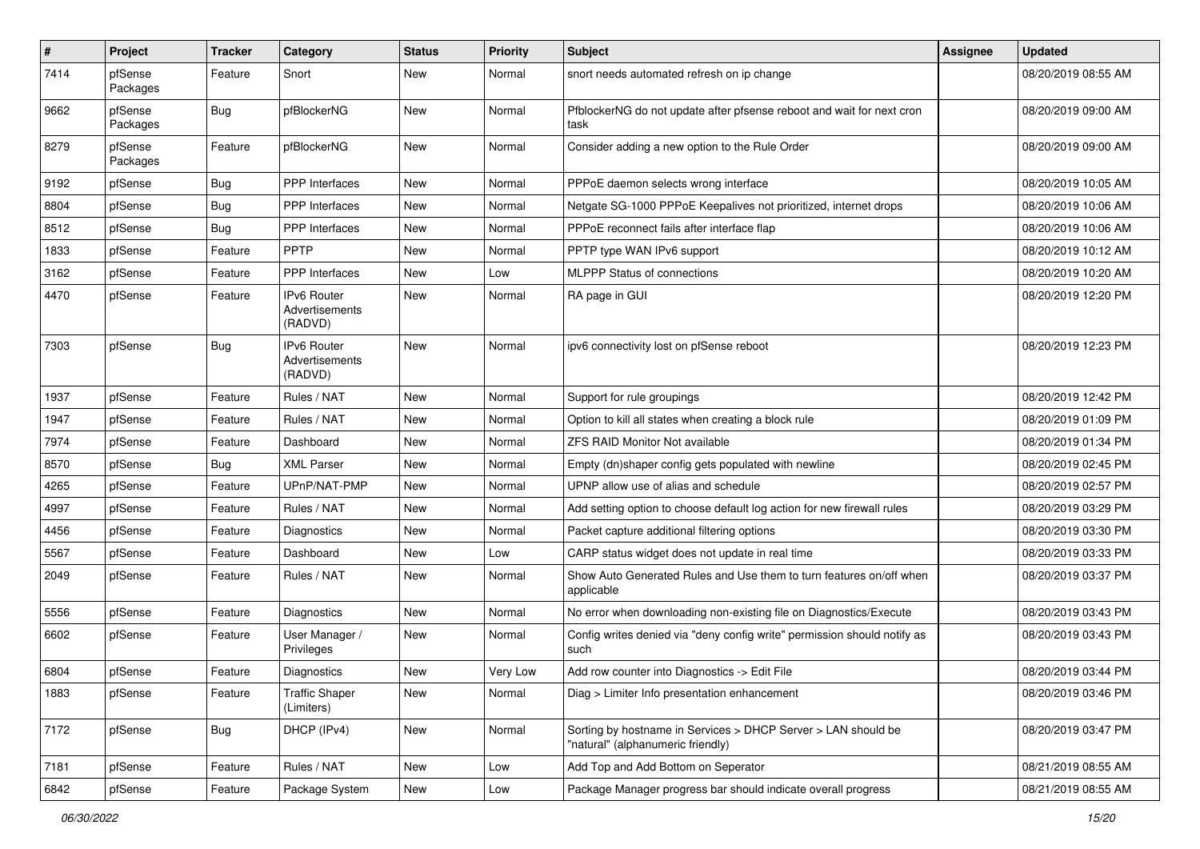| # | Project | Tracker | Category | Status | Priority | Subject | Assignee | Updated |
|---|---|---|---|---|---|---|---|---|
| 7414 | pfSense Packages | Feature | Snort | New | Normal | snort needs automated refresh on ip change | | 08/20/2019 08:55 AM |
| 9662 | pfSense Packages | Bug | pfBlockerNG | New | Normal | PfblockerNG do not update after pfsense reboot and wait for next cron task | | 08/20/2019 09:00 AM |
| 8279 | pfSense Packages | Feature | pfBlockerNG | New | Normal | Consider adding a new option to the Rule Order | | 08/20/2019 09:00 AM |
| 9192 | pfSense | Bug | PPP Interfaces | New | Normal | PPPoE daemon selects wrong interface | | 08/20/2019 10:05 AM |
| 8804 | pfSense | Bug | PPP Interfaces | New | Normal | Netgate SG-1000 PPPoE Keepalives not prioritized, internet drops | | 08/20/2019 10:06 AM |
| 8512 | pfSense | Bug | PPP Interfaces | New | Normal | PPPoE reconnect fails after interface flap | | 08/20/2019 10:06 AM |
| 1833 | pfSense | Feature | PPTP | New | Normal | PPTP type WAN IPv6 support | | 08/20/2019 10:12 AM |
| 3162 | pfSense | Feature | PPP Interfaces | New | Low | MLPPP Status of connections | | 08/20/2019 10:20 AM |
| 4470 | pfSense | Feature | IPv6 Router Advertisements (RADVD) | New | Normal | RA page in GUI | | 08/20/2019 12:20 PM |
| 7303 | pfSense | Bug | IPv6 Router Advertisements (RADVD) | New | Normal | ipv6 connectivity lost on pfSense reboot | | 08/20/2019 12:23 PM |
| 1937 | pfSense | Feature | Rules / NAT | New | Normal | Support for rule groupings | | 08/20/2019 12:42 PM |
| 1947 | pfSense | Feature | Rules / NAT | New | Normal | Option to kill all states when creating a block rule | | 08/20/2019 01:09 PM |
| 7974 | pfSense | Feature | Dashboard | New | Normal | ZFS RAID Monitor Not available | | 08/20/2019 01:34 PM |
| 8570 | pfSense | Bug | XML Parser | New | Normal | Empty (dn)shaper config gets populated with newline | | 08/20/2019 02:45 PM |
| 4265 | pfSense | Feature | UPnP/NAT-PMP | New | Normal | UPNP allow use of alias and schedule | | 08/20/2019 02:57 PM |
| 4997 | pfSense | Feature | Rules / NAT | New | Normal | Add setting option to choose default log action for new firewall rules | | 08/20/2019 03:29 PM |
| 4456 | pfSense | Feature | Diagnostics | New | Normal | Packet capture additional filtering options | | 08/20/2019 03:30 PM |
| 5567 | pfSense | Feature | Dashboard | New | Low | CARP status widget does not update in real time | | 08/20/2019 03:33 PM |
| 2049 | pfSense | Feature | Rules / NAT | New | Normal | Show Auto Generated Rules and Use them to turn features on/off when applicable | | 08/20/2019 03:37 PM |
| 5556 | pfSense | Feature | Diagnostics | New | Normal | No error when downloading non-existing file on Diagnostics/Execute | | 08/20/2019 03:43 PM |
| 6602 | pfSense | Feature | User Manager / Privileges | New | Normal | Config writes denied via "deny config write" permission should notify as such | | 08/20/2019 03:43 PM |
| 6804 | pfSense | Feature | Diagnostics | New | Very Low | Add row counter into Diagnostics -> Edit File | | 08/20/2019 03:44 PM |
| 1883 | pfSense | Feature | Traffic Shaper (Limiters) | New | Normal | Diag > Limiter Info presentation enhancement | | 08/20/2019 03:46 PM |
| 7172 | pfSense | Bug | DHCP (IPv4) | New | Normal | Sorting by hostname in Services > DHCP Server > LAN should be "natural" (alphanumeric friendly) | | 08/20/2019 03:47 PM |
| 7181 | pfSense | Feature | Rules / NAT | New | Low | Add Top and Add Bottom on Seperator | | 08/21/2019 08:55 AM |
| 6842 | pfSense | Feature | Package System | New | Low | Package Manager progress bar should indicate overall progress | | 08/21/2019 08:55 AM |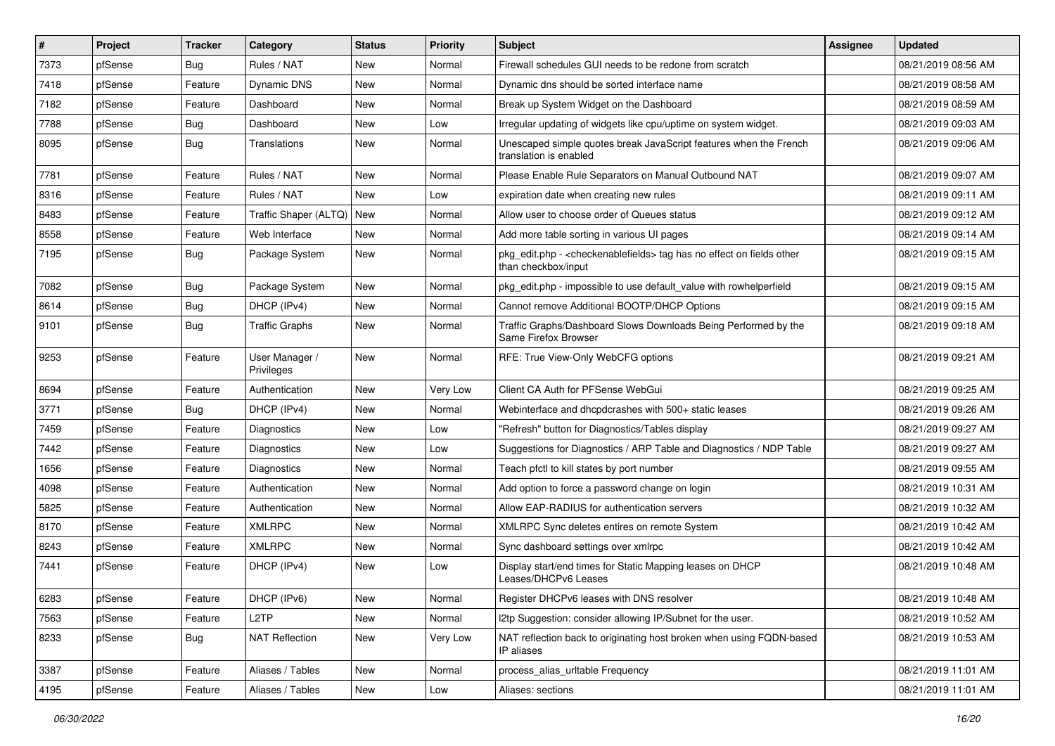| # | Project | Tracker | Category | Status | Priority | Subject | Assignee | Updated |
|---|---|---|---|---|---|---|---|---|
| 7373 | pfSense | Bug | Rules / NAT | New | Normal | Firewall schedules GUI needs to be redone from scratch | | 08/21/2019 08:56 AM |
| 7418 | pfSense | Feature | Dynamic DNS | New | Normal | Dynamic dns should be sorted interface name | | 08/21/2019 08:58 AM |
| 7182 | pfSense | Feature | Dashboard | New | Normal | Break up System Widget on the Dashboard | | 08/21/2019 08:59 AM |
| 7788 | pfSense | Bug | Dashboard | New | Low | Irregular updating of widgets like cpu/uptime on system widget. | | 08/21/2019 09:03 AM |
| 8095 | pfSense | Bug | Translations | New | Normal | Unescaped simple quotes break JavaScript features when the French translation is enabled | | 08/21/2019 09:06 AM |
| 7781 | pfSense | Feature | Rules / NAT | New | Normal | Please Enable Rule Separators on Manual Outbound NAT | | 08/21/2019 09:07 AM |
| 8316 | pfSense | Feature | Rules / NAT | New | Low | expiration date when creating new rules | | 08/21/2019 09:11 AM |
| 8483 | pfSense | Feature | Traffic Shaper (ALTQ) | New | Normal | Allow user to choose order of Queues status | | 08/21/2019 09:12 AM |
| 8558 | pfSense | Feature | Web Interface | New | Normal | Add more table sorting in various UI pages | | 08/21/2019 09:14 AM |
| 7195 | pfSense | Bug | Package System | New | Normal | pkg_edit.php - <checkenablefields> tag has no effect on fields other than checkbox/input | | 08/21/2019 09:15 AM |
| 7082 | pfSense | Bug | Package System | New | Normal | pkg_edit.php - impossible to use default_value with rowhelperfield | | 08/21/2019 09:15 AM |
| 8614 | pfSense | Bug | DHCP (IPv4) | New | Normal | Cannot remove Additional BOOTP/DHCP Options | | 08/21/2019 09:15 AM |
| 9101 | pfSense | Bug | Traffic Graphs | New | Normal | Traffic Graphs/Dashboard Slows Downloads Being Performed by the Same Firefox Browser | | 08/21/2019 09:18 AM |
| 9253 | pfSense | Feature | User Manager / Privileges | New | Normal | RFE: True View-Only WebCFG options | | 08/21/2019 09:21 AM |
| 8694 | pfSense | Feature | Authentication | New | Very Low | Client CA Auth for PFSense WebGui | | 08/21/2019 09:25 AM |
| 3771 | pfSense | Bug | DHCP (IPv4) | New | Normal | Webinterface and dhcpdcrashes with 500+ static leases | | 08/21/2019 09:26 AM |
| 7459 | pfSense | Feature | Diagnostics | New | Low | "Refresh" button for Diagnostics/Tables display | | 08/21/2019 09:27 AM |
| 7442 | pfSense | Feature | Diagnostics | New | Low | Suggestions for Diagnostics / ARP Table and Diagnostics / NDP Table | | 08/21/2019 09:27 AM |
| 1656 | pfSense | Feature | Diagnostics | New | Normal | Teach pfctl to kill states by port number | | 08/21/2019 09:55 AM |
| 4098 | pfSense | Feature | Authentication | New | Normal | Add option to force a password change on login | | 08/21/2019 10:31 AM |
| 5825 | pfSense | Feature | Authentication | New | Normal | Allow EAP-RADIUS for authentication servers | | 08/21/2019 10:32 AM |
| 8170 | pfSense | Feature | XMLRPC | New | Normal | XMLRPC Sync deletes entires on remote System | | 08/21/2019 10:42 AM |
| 8243 | pfSense | Feature | XMLRPC | New | Normal | Sync dashboard settings over xmlrpc | | 08/21/2019 10:42 AM |
| 7441 | pfSense | Feature | DHCP (IPv4) | New | Low | Display start/end times for Static Mapping leases on DHCP Leases/DHCPv6 Leases | | 08/21/2019 10:48 AM |
| 6283 | pfSense | Feature | DHCP (IPv6) | New | Normal | Register DHCPv6 leases with DNS resolver | | 08/21/2019 10:48 AM |
| 7563 | pfSense | Feature | L2TP | New | Normal | l2tp Suggestion: consider allowing IP/Subnet for the user. | | 08/21/2019 10:52 AM |
| 8233 | pfSense | Bug | NAT Reflection | New | Very Low | NAT reflection back to originating host broken when using FQDN-based IP aliases | | 08/21/2019 10:53 AM |
| 3387 | pfSense | Feature | Aliases / Tables | New | Normal | process_alias_urltable Frequency | | 08/21/2019 11:01 AM |
| 4195 | pfSense | Feature | Aliases / Tables | New | Low | Aliases: sections | | 08/21/2019 11:01 AM |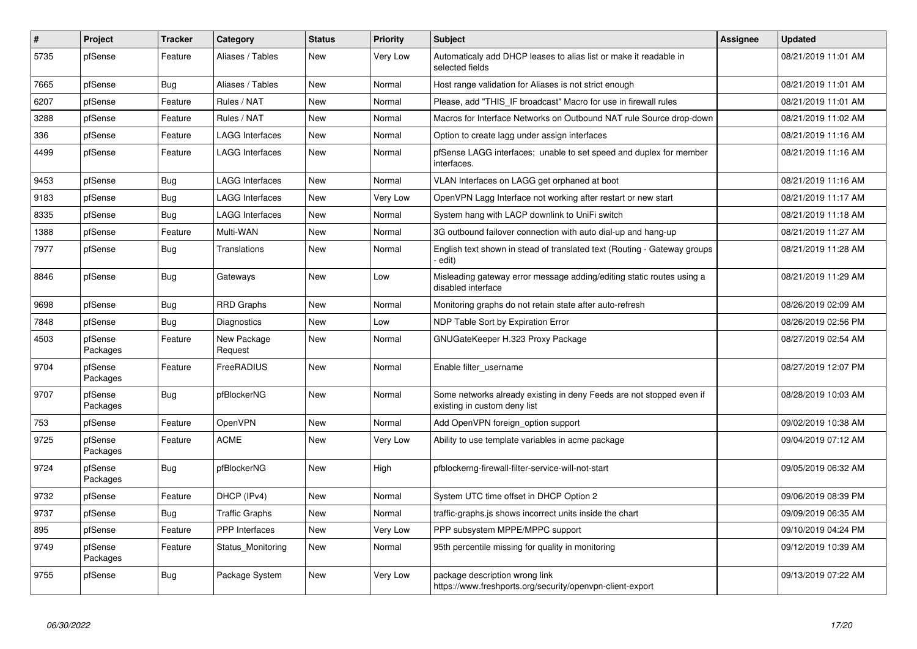| # | Project | Tracker | Category | Status | Priority | Subject | Assignee | Updated |
|---|---|---|---|---|---|---|---|---|
| 5735 | pfSense | Feature | Aliases / Tables | New | Very Low | Automaticaly add DHCP leases to alias list or make it readable in selected fields | | 08/21/2019 11:01 AM |
| 7665 | pfSense | Bug | Aliases / Tables | New | Normal | Host range validation for Aliases is not strict enough | | 08/21/2019 11:01 AM |
| 6207 | pfSense | Feature | Rules / NAT | New | Normal | Please, add "THIS_IF broadcast" Macro for use in firewall rules | | 08/21/2019 11:01 AM |
| 3288 | pfSense | Feature | Rules / NAT | New | Normal | Macros for Interface Networks on Outbound NAT rule Source drop-down | | 08/21/2019 11:02 AM |
| 336 | pfSense | Feature | LAGG Interfaces | New | Normal | Option to create lagg under assign interfaces | | 08/21/2019 11:16 AM |
| 4499 | pfSense | Feature | LAGG Interfaces | New | Normal | pfSense LAGG interfaces; unable to set speed and duplex for member interfaces. | | 08/21/2019 11:16 AM |
| 9453 | pfSense | Bug | LAGG Interfaces | New | Normal | VLAN Interfaces on LAGG get orphaned at boot | | 08/21/2019 11:16 AM |
| 9183 | pfSense | Bug | LAGG Interfaces | New | Very Low | OpenVPN Lagg Interface not working after restart or new start | | 08/21/2019 11:17 AM |
| 8335 | pfSense | Bug | LAGG Interfaces | New | Normal | System hang with LACP downlink to UniFi switch | | 08/21/2019 11:18 AM |
| 1388 | pfSense | Feature | Multi-WAN | New | Normal | 3G outbound failover connection with auto dial-up and hang-up | | 08/21/2019 11:27 AM |
| 7977 | pfSense | Bug | Translations | New | Normal | English text shown in stead of translated text (Routing - Gateway groups - edit) | | 08/21/2019 11:28 AM |
| 8846 | pfSense | Bug | Gateways | New | Low | Misleading gateway error message adding/editing static routes using a disabled interface | | 08/21/2019 11:29 AM |
| 9698 | pfSense | Bug | RRD Graphs | New | Normal | Monitoring graphs do not retain state after auto-refresh | | 08/26/2019 02:09 AM |
| 7848 | pfSense | Bug | Diagnostics | New | Low | NDP Table Sort by Expiration Error | | 08/26/2019 02:56 PM |
| 4503 | pfSense Packages | Feature | New Package Request | New | Normal | GNUGateKeeper H.323 Proxy Package | | 08/27/2019 02:54 AM |
| 9704 | pfSense Packages | Feature | FreeRADIUS | New | Normal | Enable filter_username | | 08/27/2019 12:07 PM |
| 9707 | pfSense Packages | Bug | pfBlockerNG | New | Normal | Some networks already existing in deny Feeds are not stopped even if existing in custom deny list | | 08/28/2019 10:03 AM |
| 753 | pfSense | Feature | OpenVPN | New | Normal | Add OpenVPN foreign_option support | | 09/02/2019 10:38 AM |
| 9725 | pfSense Packages | Feature | ACME | New | Very Low | Ability to use template variables in acme package | | 09/04/2019 07:12 AM |
| 9724 | pfSense Packages | Bug | pfBlockerNG | New | High | pfblockerng-firewall-filter-service-will-not-start | | 09/05/2019 06:32 AM |
| 9732 | pfSense | Feature | DHCP (IPv4) | New | Normal | System UTC time offset in DHCP Option 2 | | 09/06/2019 08:39 PM |
| 9737 | pfSense | Bug | Traffic Graphs | New | Normal | traffic-graphs.js shows incorrect units inside the chart | | 09/09/2019 06:35 AM |
| 895 | pfSense | Feature | PPP Interfaces | New | Very Low | PPP subsystem MPPE/MPPC support | | 09/10/2019 04:24 PM |
| 9749 | pfSense Packages | Feature | Status_Monitoring | New | Normal | 95th percentile missing for quality in monitoring | | 09/12/2019 10:39 AM |
| 9755 | pfSense | Bug | Package System | New | Very Low | package description wrong link https://www.freshports.org/security/openvpn-client-export | | 09/13/2019 07:22 AM |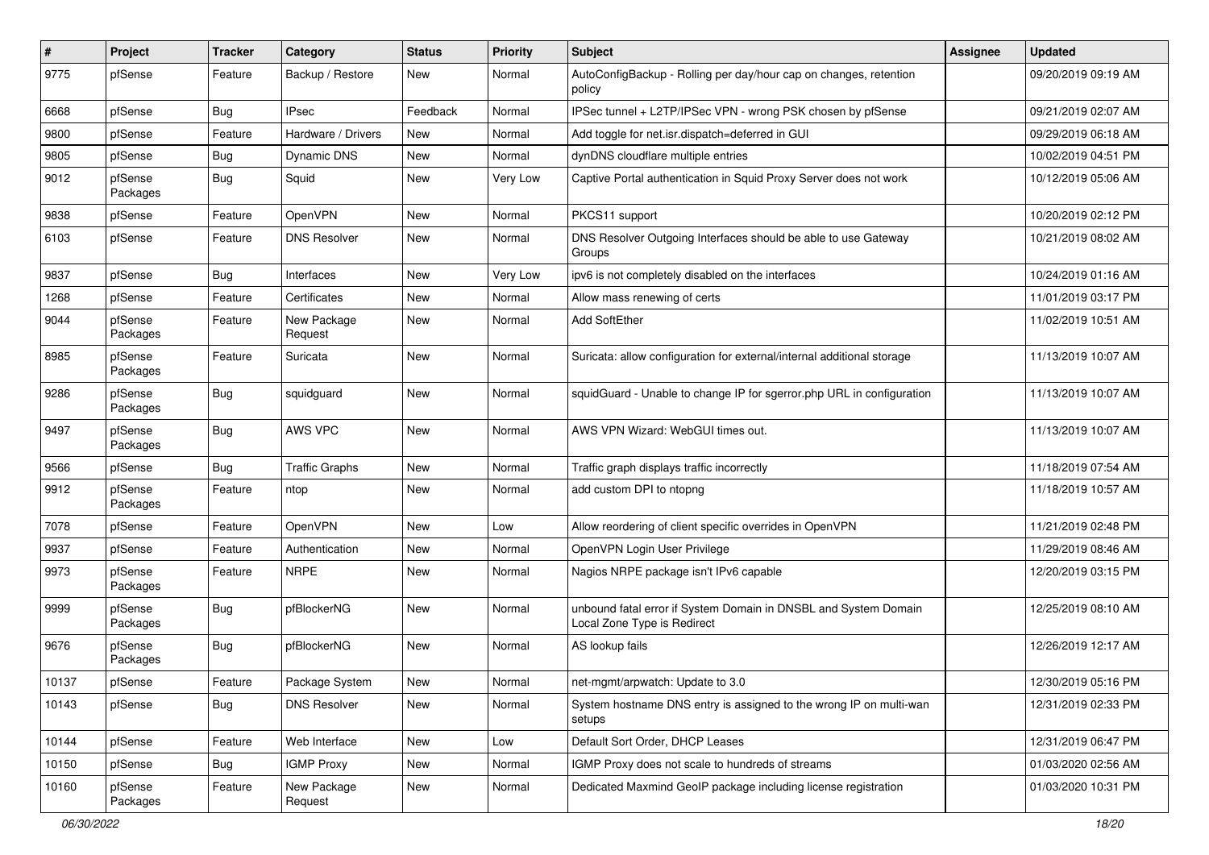| # | Project | Tracker | Category | Status | Priority | Subject | Assignee | Updated |
|---|---|---|---|---|---|---|---|---|
| 9775 | pfSense | Feature | Backup / Restore | New | Normal | AutoConfigBackup - Rolling per day/hour cap on changes, retention policy | | 09/20/2019 09:19 AM |
| 6668 | pfSense | Bug | IPsec | Feedback | Normal | IPSec tunnel + L2TP/IPSec VPN - wrong PSK chosen by pfSense | | 09/21/2019 02:07 AM |
| 9800 | pfSense | Feature | Hardware / Drivers | New | Normal | Add toggle for net.isr.dispatch=deferred in GUI | | 09/29/2019 06:18 AM |
| 9805 | pfSense | Bug | Dynamic DNS | New | Normal | dynDNS cloudflare multiple entries | | 10/02/2019 04:51 PM |
| 9012 | pfSense Packages | Bug | Squid | New | Very Low | Captive Portal authentication in Squid Proxy Server does not work | | 10/12/2019 05:06 AM |
| 9838 | pfSense | Feature | OpenVPN | New | Normal | PKCS11 support | | 10/20/2019 02:12 PM |
| 6103 | pfSense | Feature | DNS Resolver | New | Normal | DNS Resolver Outgoing Interfaces should be able to use Gateway Groups | | 10/21/2019 08:02 AM |
| 9837 | pfSense | Bug | Interfaces | New | Very Low | ipv6 is not completely disabled on the interfaces | | 10/24/2019 01:16 AM |
| 1268 | pfSense | Feature | Certificates | New | Normal | Allow mass renewing of certs | | 11/01/2019 03:17 PM |
| 9044 | pfSense Packages | Feature | New Package Request | New | Normal | Add SoftEther | | 11/02/2019 10:51 AM |
| 8985 | pfSense Packages | Feature | Suricata | New | Normal | Suricata: allow configuration for external/internal additional storage | | 11/13/2019 10:07 AM |
| 9286 | pfSense Packages | Bug | squidguard | New | Normal | squidGuard - Unable to change IP for sgerror.php URL in configuration | | 11/13/2019 10:07 AM |
| 9497 | pfSense Packages | Bug | AWS VPC | New | Normal | AWS VPN Wizard: WebGUI times out. | | 11/13/2019 10:07 AM |
| 9566 | pfSense | Bug | Traffic Graphs | New | Normal | Traffic graph displays traffic incorrectly | | 11/18/2019 07:54 AM |
| 9912 | pfSense Packages | Feature | ntop | New | Normal | add custom DPI to ntopng | | 11/18/2019 10:57 AM |
| 7078 | pfSense | Feature | OpenVPN | New | Low | Allow reordering of client specific overrides in OpenVPN | | 11/21/2019 02:48 PM |
| 9937 | pfSense | Feature | Authentication | New | Normal | OpenVPN Login User Privilege | | 11/29/2019 08:46 AM |
| 9973 | pfSense Packages | Feature | NRPE | New | Normal | Nagios NRPE package isn't IPv6 capable | | 12/20/2019 03:15 PM |
| 9999 | pfSense Packages | Bug | pfBlockerNG | New | Normal | unbound fatal error if System Domain in DNSBL and System Domain Local Zone Type is Redirect | | 12/25/2019 08:10 AM |
| 9676 | pfSense Packages | Bug | pfBlockerNG | New | Normal | AS lookup fails | | 12/26/2019 12:17 AM |
| 10137 | pfSense | Feature | Package System | New | Normal | net-mgmt/arpwatch: Update to 3.0 | | 12/30/2019 05:16 PM |
| 10143 | pfSense | Bug | DNS Resolver | New | Normal | System hostname DNS entry is assigned to the wrong IP on multi-wan setups | | 12/31/2019 02:33 PM |
| 10144 | pfSense | Feature | Web Interface | New | Low | Default Sort Order, DHCP Leases | | 12/31/2019 06:47 PM |
| 10150 | pfSense | Bug | IGMP Proxy | New | Normal | IGMP Proxy does not scale to hundreds of streams | | 01/03/2020 02:56 AM |
| 10160 | pfSense Packages | Feature | New Package Request | New | Normal | Dedicated Maxmind GeoIP package including license registration | | 01/03/2020 10:31 PM |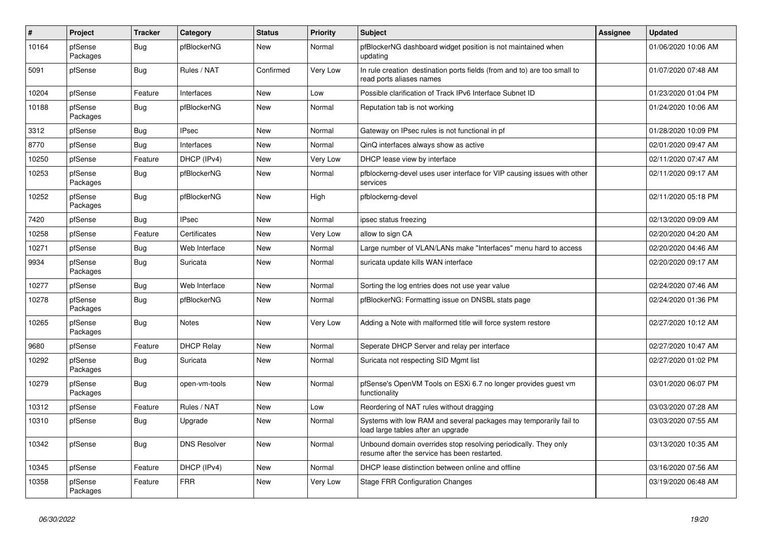| # | Project | Tracker | Category | Status | Priority | Subject | Assignee | Updated |
|---|---|---|---|---|---|---|---|---|
| 10164 | pfSense Packages | Bug | pfBlockerNG | New | Normal | pfBlockerNG dashboard widget position is not maintained when updating | | 01/06/2020 10:06 AM |
| 5091 | pfSense | Bug | Rules / NAT | Confirmed | Very Low | In rule creation destination ports fields (from and to) are too small to read ports aliases names | | 01/07/2020 07:48 AM |
| 10204 | pfSense | Feature | Interfaces | New | Low | Possible clarification of Track IPv6 Interface Subnet ID | | 01/23/2020 01:04 PM |
| 10188 | pfSense Packages | Bug | pfBlockerNG | New | Normal | Reputation tab is not working | | 01/24/2020 10:06 AM |
| 3312 | pfSense | Bug | IPsec | New | Normal | Gateway on IPsec rules is not functional in pf | | 01/28/2020 10:09 PM |
| 8770 | pfSense | Bug | Interfaces | New | Normal | QinQ interfaces always show as active | | 02/01/2020 09:47 AM |
| 10250 | pfSense | Feature | DHCP (IPv4) | New | Very Low | DHCP lease view by interface | | 02/11/2020 07:47 AM |
| 10253 | pfSense Packages | Bug | pfBlockerNG | New | Normal | pfblockerng-devel uses user interface for VIP causing issues with other services | | 02/11/2020 09:17 AM |
| 10252 | pfSense Packages | Bug | pfBlockerNG | New | High | pfblockerng-devel | | 02/11/2020 05:18 PM |
| 7420 | pfSense | Bug | IPsec | New | Normal | ipsec status freezing | | 02/13/2020 09:09 AM |
| 10258 | pfSense | Feature | Certificates | New | Very Low | allow to sign CA | | 02/20/2020 04:20 AM |
| 10271 | pfSense | Bug | Web Interface | New | Normal | Large number of VLAN/LANs make "Interfaces" menu hard to access | | 02/20/2020 04:46 AM |
| 9934 | pfSense Packages | Bug | Suricata | New | Normal | suricata update kills WAN interface | | 02/20/2020 09:17 AM |
| 10277 | pfSense | Bug | Web Interface | New | Normal | Sorting the log entries does not use year value | | 02/24/2020 07:46 AM |
| 10278 | pfSense Packages | Bug | pfBlockerNG | New | Normal | pfBlockerNG: Formatting issue on DNSBL stats page | | 02/24/2020 01:36 PM |
| 10265 | pfSense Packages | Bug | Notes | New | Very Low | Adding a Note with malformed title will force system restore | | 02/27/2020 10:12 AM |
| 9680 | pfSense | Feature | DHCP Relay | New | Normal | Seperate DHCP Server and relay per interface | | 02/27/2020 10:47 AM |
| 10292 | pfSense Packages | Bug | Suricata | New | Normal | Suricata not respecting SID Mgmt list | | 02/27/2020 01:02 PM |
| 10279 | pfSense Packages | Bug | open-vm-tools | New | Normal | pfSense's OpenVM Tools on ESXi 6.7 no longer provides guest vm functionality | | 03/01/2020 06:07 PM |
| 10312 | pfSense | Feature | Rules / NAT | New | Low | Reordering of NAT rules without dragging | | 03/03/2020 07:28 AM |
| 10310 | pfSense | Bug | Upgrade | New | Normal | Systems with low RAM and several packages may temporarily fail to load large tables after an upgrade | | 03/03/2020 07:55 AM |
| 10342 | pfSense | Bug | DNS Resolver | New | Normal | Unbound domain overrides stop resolving periodically. They only resume after the service has been restarted. | | 03/13/2020 10:35 AM |
| 10345 | pfSense | Feature | DHCP (IPv4) | New | Normal | DHCP lease distinction between online and offline | | 03/16/2020 07:56 AM |
| 10358 | pfSense Packages | Feature | FRR | New | Very Low | Stage FRR Configuration Changes | | 03/19/2020 06:48 AM |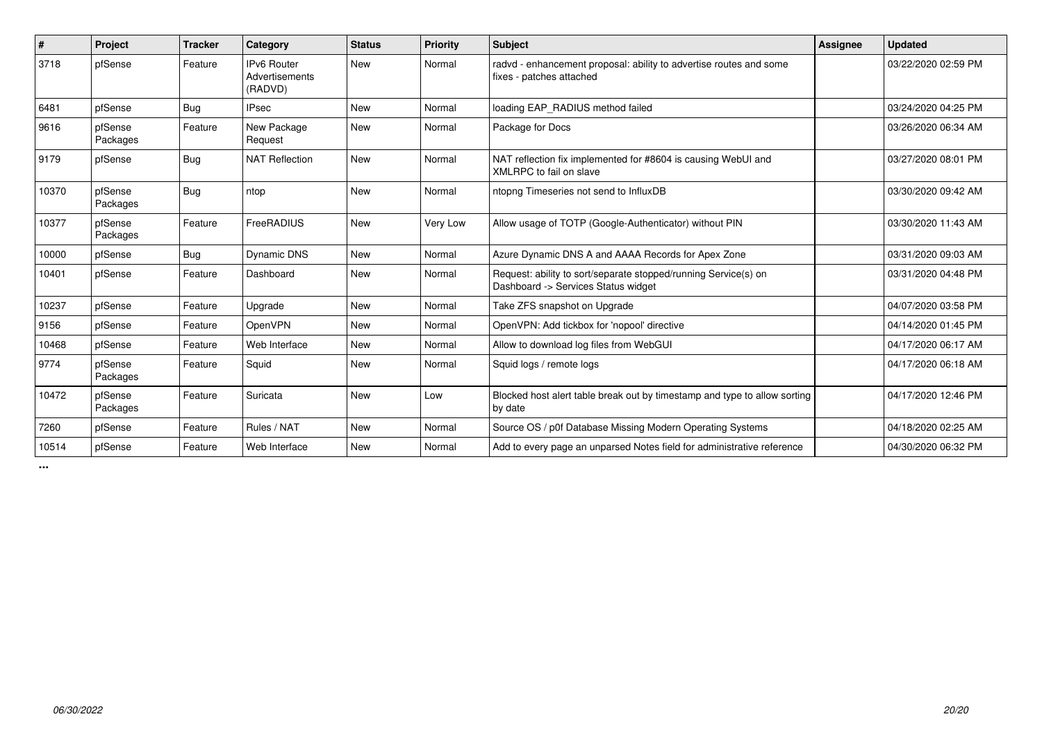| # | Project | Tracker | Category | Status | Priority | Subject | Assignee | Updated |
|---|---|---|---|---|---|---|---|---|
| 3718 | pfSense | Feature | IPv6 Router Advertisements (RADVD) | New | Normal | radvd - enhancement proposal: ability to advertise routes and some fixes - patches attached | | 03/22/2020 02:59 PM |
| 6481 | pfSense | Bug | IPsec | New | Normal | loading EAP_RADIUS method failed | | 03/24/2020 04:25 PM |
| 9616 | pfSense Packages | Feature | New Package Request | New | Normal | Package for Docs | | 03/26/2020 06:34 AM |
| 9179 | pfSense | Bug | NAT Reflection | New | Normal | NAT reflection fix implemented for #8604 is causing WebUI and XMLRPC to fail on slave | | 03/27/2020 08:01 PM |
| 10370 | pfSense Packages | Bug | ntop | New | Normal | ntopng Timeseries not send to InfluxDB | | 03/30/2020 09:42 AM |
| 10377 | pfSense Packages | Feature | FreeRADIUS | New | Very Low | Allow usage of TOTP (Google-Authenticator) without PIN | | 03/30/2020 11:43 AM |
| 10000 | pfSense | Bug | Dynamic DNS | New | Normal | Azure Dynamic DNS A and AAAA Records for Apex Zone | | 03/31/2020 09:03 AM |
| 10401 | pfSense | Feature | Dashboard | New | Normal | Request: ability to sort/separate stopped/running Service(s) on Dashboard -> Services Status widget | | 03/31/2020 04:48 PM |
| 10237 | pfSense | Feature | Upgrade | New | Normal | Take ZFS snapshot on Upgrade | | 04/07/2020 03:58 PM |
| 9156 | pfSense | Feature | OpenVPN | New | Normal | OpenVPN: Add tickbox for 'nopool' directive | | 04/14/2020 01:45 PM |
| 10468 | pfSense | Feature | Web Interface | New | Normal | Allow to download log files from WebGUI | | 04/17/2020 06:17 AM |
| 9774 | pfSense Packages | Feature | Squid | New | Normal | Squid logs / remote logs | | 04/17/2020 06:18 AM |
| 10472 | pfSense Packages | Feature | Suricata | New | Low | Blocked host alert table break out by timestamp and type to allow sorting by date | | 04/17/2020 12:46 PM |
| 7260 | pfSense | Feature | Rules / NAT | New | Normal | Source OS / p0f Database Missing Modern Operating Systems | | 04/18/2020 02:25 AM |
| 10514 | pfSense | Feature | Web Interface | New | Normal | Add to every page an unparsed Notes field for administrative reference | | 04/30/2020 06:32 PM |

...